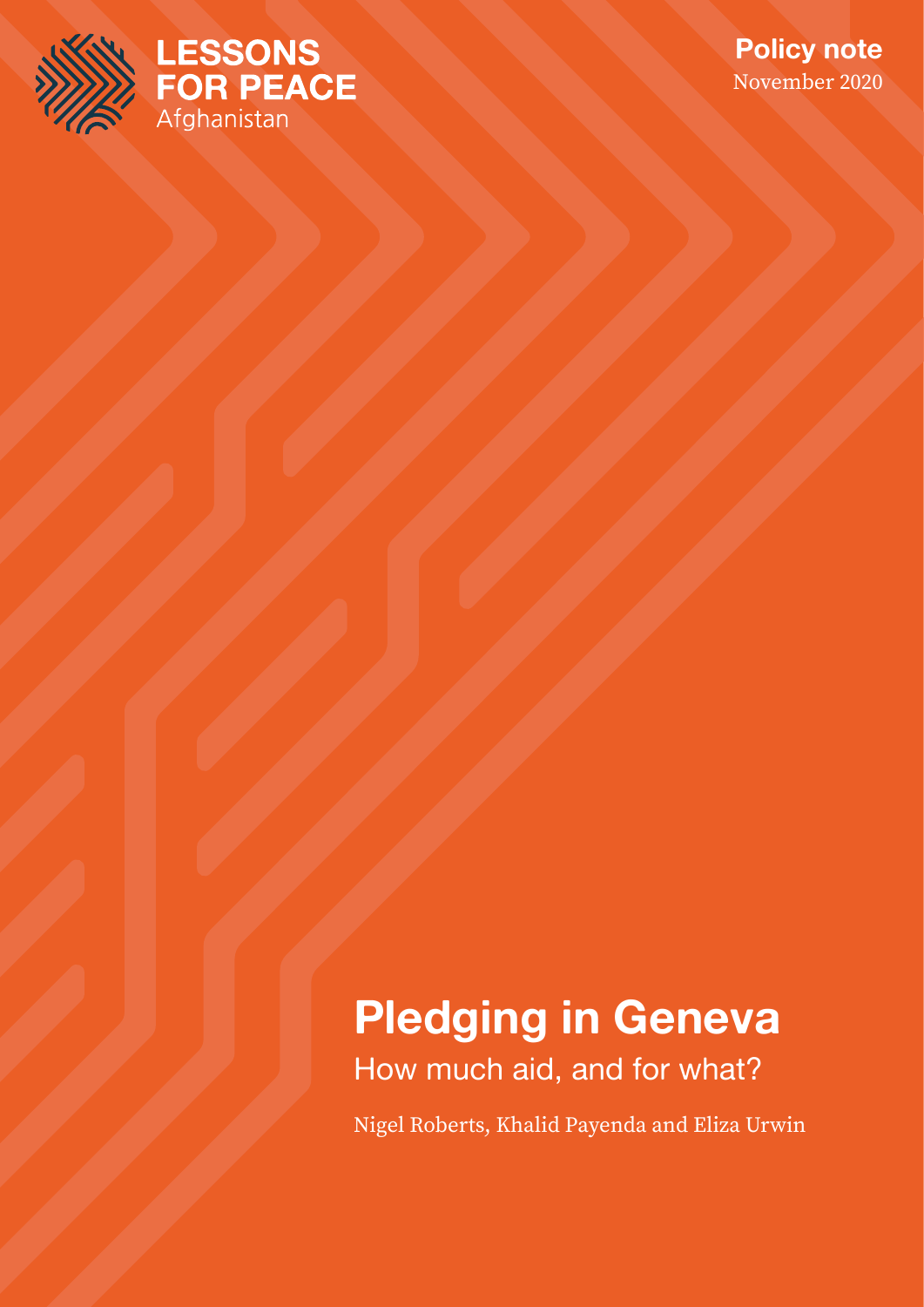LESSONS FOR PEACE
Afghanistan

**Policy note**
November 2020

# Pledging in Geneva

## How much aid, and for what?

Nigel Roberts, Khalid Payenda and Eliza Urwin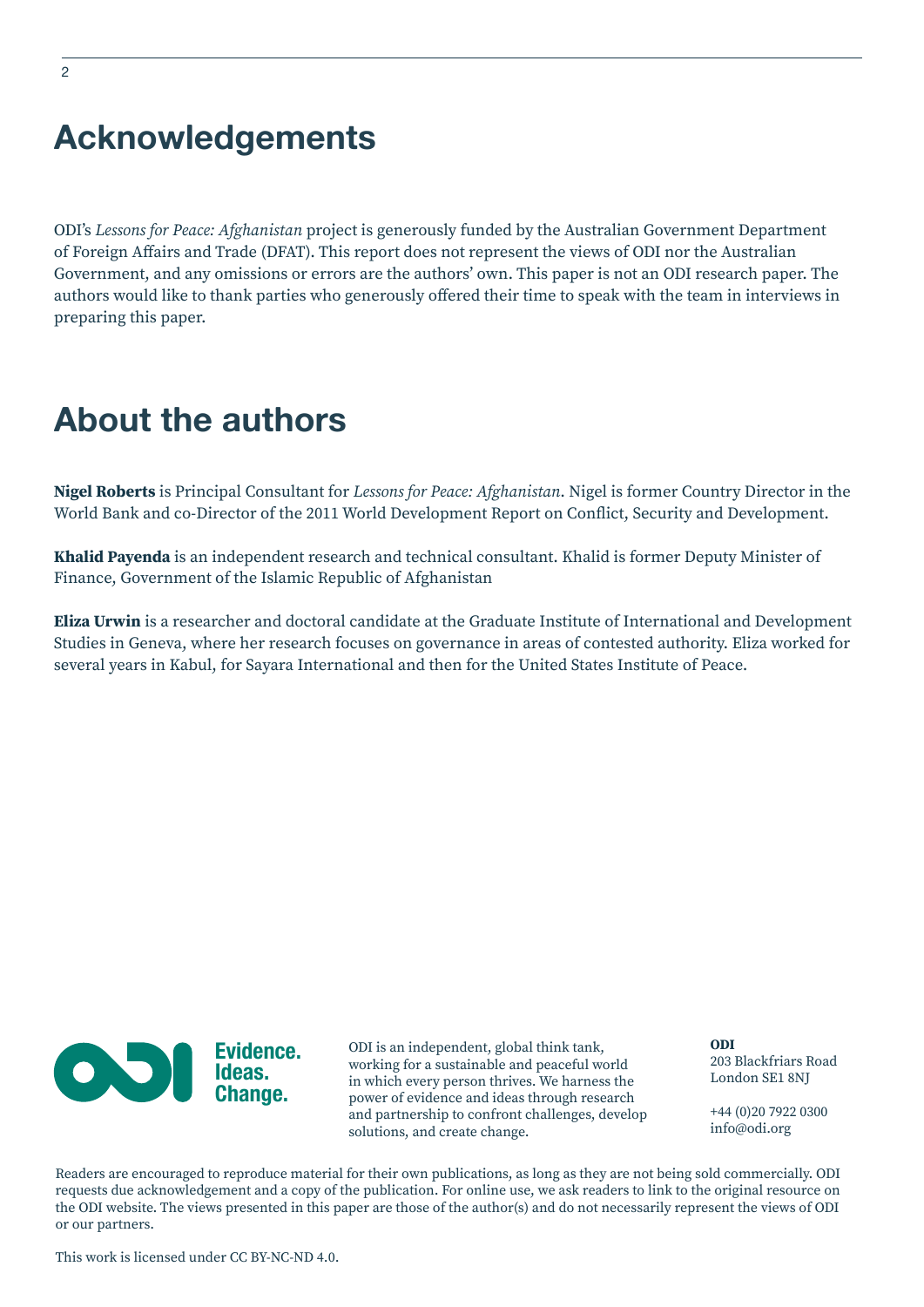# Acknowledgements

ODI's *Lessons for Peace: Afghanistan* project is generously funded by the Australian Government Department of Foreign Affairs and Trade (DFAT). This report does not represent the views of ODI nor the Australian Government, and any omissions or errors are the authors' own. This paper is not an ODI research paper. The authors would like to thank parties who generously offered their time to speak with the team in interviews in preparing this paper.

# About the authors

**Nigel Roberts** is Principal Consultant for *Lessons for Peace: Afghanistan*. Nigel is former Country Director in the World Bank and co-Director of the 2011 World Development Report on Conflict, Security and Development.

**Khalid Payenda** is an independent research and technical consultant. Khalid is former Deputy Minister of Finance, Government of the Islamic Republic of Afghanistan

**Eliza Urwin** is a researcher and doctoral candidate at the Graduate Institute of International and Development Studies in Geneva, where her research focuses on governance in areas of contested authority. Eliza worked for several years in Kabul, for Sayara International and then for the United States Institute of Peace.

Evidence.
Ideas.
Change.

ODI is an independent, global think tank, working for a sustainable and peaceful world in which every person thrives. We harness the power of evidence and ideas through research and partnership to confront challenges, develop solutions, and create change.

**ODI**
203 Blackfriars Road
London SE1 8NJ

+44 (0)20 7922 0300
info@odi.org

Readers are encouraged to reproduce material for their own publications, as long as they are not being sold commercially. ODI requests due acknowledgement and a copy of the publication. For online use, we ask readers to link to the original resource on the ODI website. The views presented in this paper are those of the author(s) and do not necessarily represent the views of ODI or our partners.

This work is licensed under CC BY-NC-ND 4.0.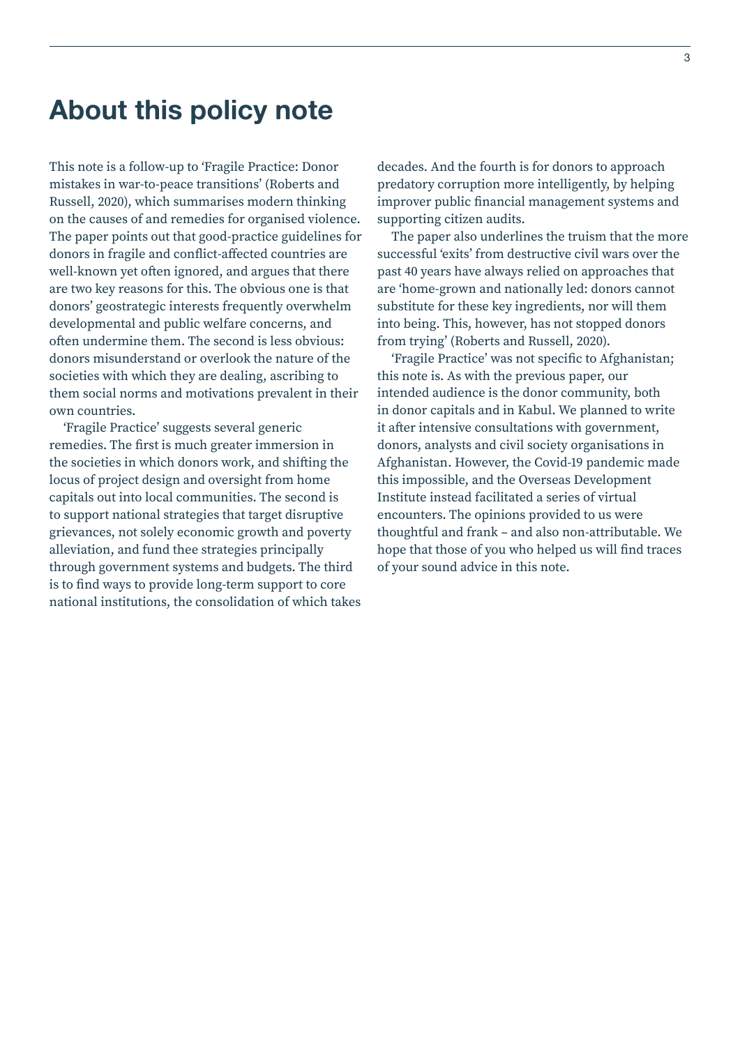# About this policy note

This note is a follow-up to 'Fragile Practice: Donor mistakes in war-to-peace transitions' (Roberts and Russell, 2020), which summarises modern thinking on the causes of and remedies for organised violence. The paper points out that good-practice guidelines for donors in fragile and conflict-affected countries are well-known yet often ignored, and argues that there are two key reasons for this. The obvious one is that donors' geostrategic interests frequently overwhelm developmental and public welfare concerns, and often undermine them. The second is less obvious: donors misunderstand or overlook the nature of the societies with which they are dealing, ascribing to them social norms and motivations prevalent in their own countries.

'Fragile Practice' suggests several generic remedies. The first is much greater immersion in the societies in which donors work, and shifting the locus of project design and oversight from home capitals out into local communities. The second is to support national strategies that target disruptive grievances, not solely economic growth and poverty alleviation, and fund thee strategies principally through government systems and budgets. The third is to find ways to provide long-term support to core national institutions, the consolidation of which takes decades. And the fourth is for donors to approach predatory corruption more intelligently, by helping improver public financial management systems and supporting citizen audits.

The paper also underlines the truism that the more successful 'exits' from destructive civil wars over the past 40 years have always relied on approaches that are 'home-grown and nationally led: donors cannot substitute for these key ingredients, nor will them into being. This, however, has not stopped donors from trying' (Roberts and Russell, 2020).

'Fragile Practice' was not specific to Afghanistan; this note is. As with the previous paper, our intended audience is the donor community, both in donor capitals and in Kabul. We planned to write it after intensive consultations with government, donors, analysts and civil society organisations in Afghanistan. However, the Covid-19 pandemic made this impossible, and the Overseas Development Institute instead facilitated a series of virtual encounters. The opinions provided to us were thoughtful and frank – and also non-attributable. We hope that those of you who helped us will find traces of your sound advice in this note.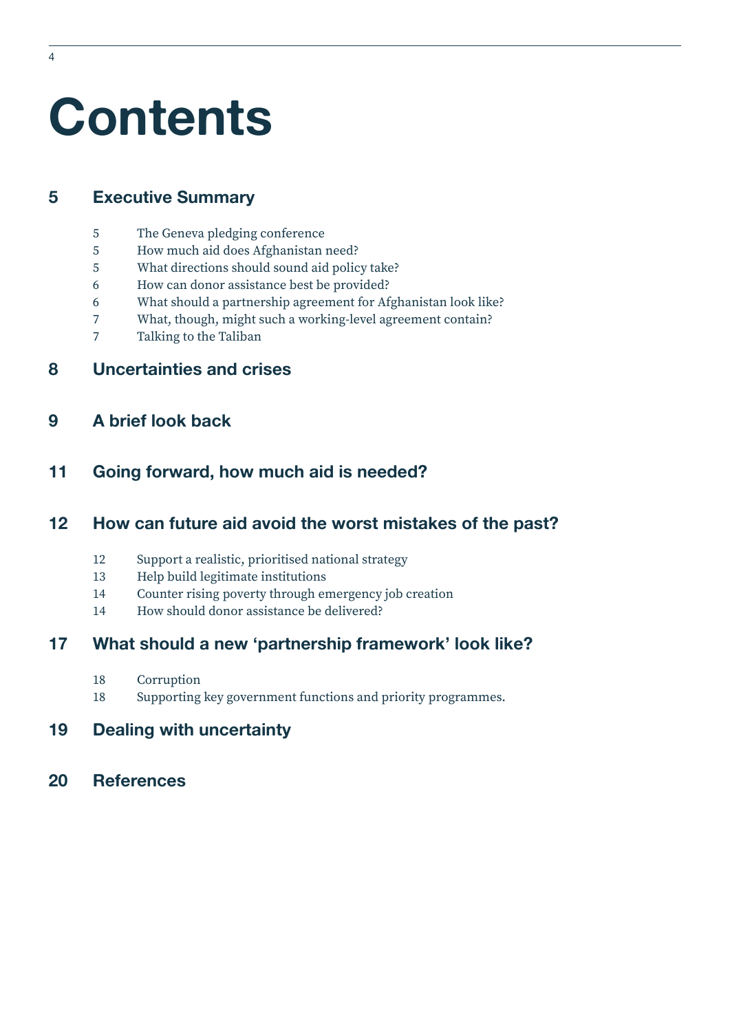# Contents

**5 Executive Summary**

- 5 The Geneva pledging conference
- 5 How much aid does Afghanistan need?
- 5 What directions should sound aid policy take?
- 6 How can donor assistance best be provided?
- 6 What should a partnership agreement for Afghanistan look like?
- 7 What, though, might such a working-level agreement contain?
- 7 Talking to the Taliban

**8 Uncertainties and crises**

**9 A brief look back**

**11 Going forward, how much aid is needed?**

**12 How can future aid avoid the worst mistakes of the past?**

- 12 Support a realistic, prioritised national strategy
- 13 Help build legitimate institutions
- 14 Counter rising poverty through emergency job creation
- 14 How should donor assistance be delivered?

**17 What should a new 'partnership framework' look like?**

- 18 Corruption
- 18 Supporting key government functions and priority programmes.

**19 Dealing with uncertainty**

**20 References**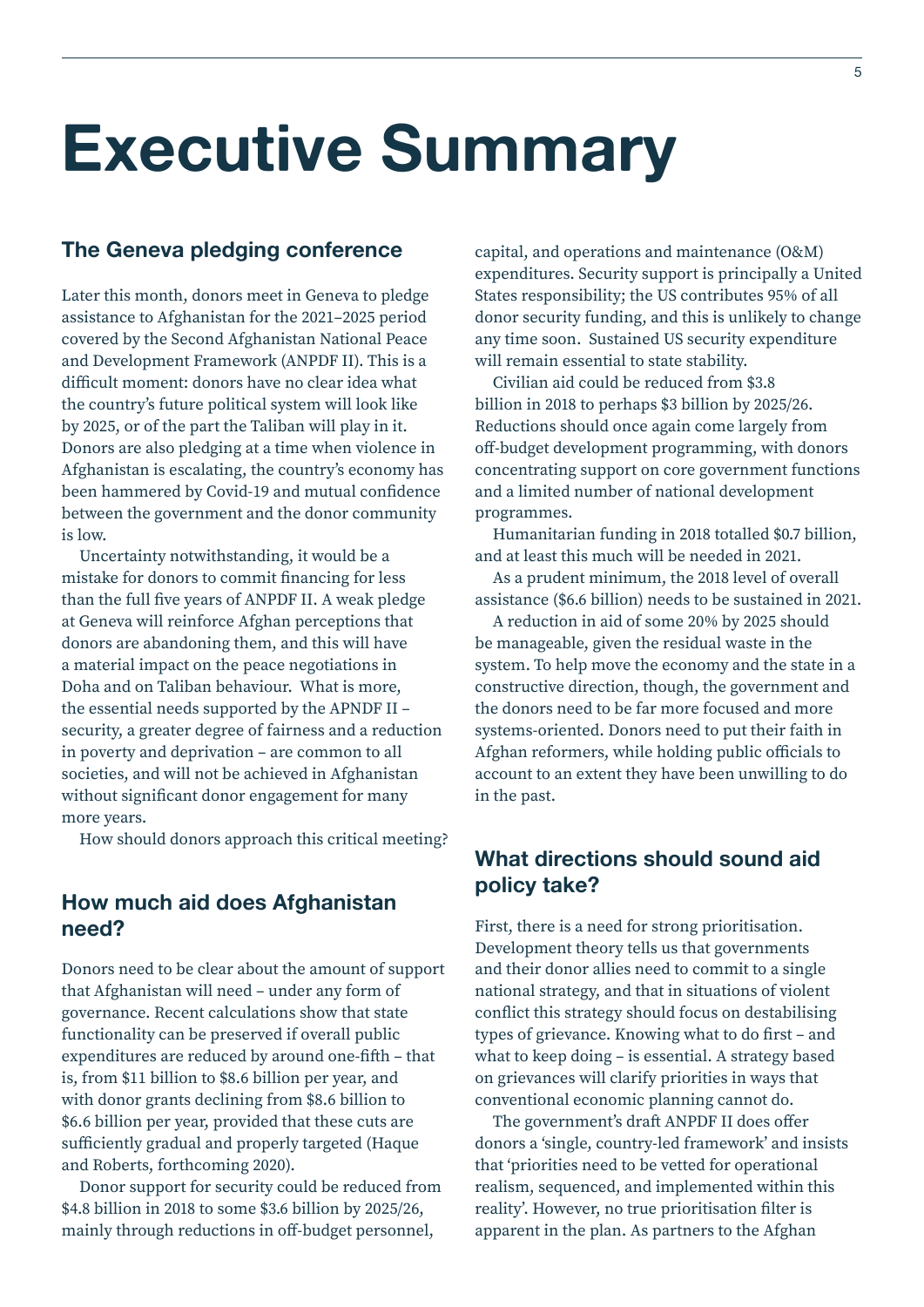# Executive Summary

## The Geneva pledging conference

Later this month, donors meet in Geneva to pledge assistance to Afghanistan for the 2021–2025 period covered by the Second Afghanistan National Peace and Development Framework (ANPDF II). This is a difficult moment: donors have no clear idea what the country's future political system will look like by 2025, or of the part the Taliban will play in it. Donors are also pledging at a time when violence in Afghanistan is escalating, the country's economy has been hammered by Covid-19 and mutual confidence between the government and the donor community is low.

Uncertainty notwithstanding, it would be a mistake for donors to commit financing for less than the full five years of ANPDF II. A weak pledge at Geneva will reinforce Afghan perceptions that donors are abandoning them, and this will have a material impact on the peace negotiations in Doha and on Taliban behaviour. What is more, the essential needs supported by the APNDF II – security, a greater degree of fairness and a reduction in poverty and deprivation – are common to all societies, and will not be achieved in Afghanistan without significant donor engagement for many more years.

How should donors approach this critical meeting?

## How much aid does Afghanistan need?

Donors need to be clear about the amount of support that Afghanistan will need – under any form of governance. Recent calculations show that state functionality can be preserved if overall public expenditures are reduced by around one-fifth – that is, from $11 billion to $8.6 billion per year, and with donor grants declining from $8.6 billion to $6.6 billion per year, provided that these cuts are sufficiently gradual and properly targeted (Haque and Roberts, forthcoming 2020).

Donor support for security could be reduced from $4.8 billion in 2018 to some $3.6 billion by 2025/26, mainly through reductions in off-budget personnel, capital, and operations and maintenance (O&M) expenditures. Security support is principally a United States responsibility; the US contributes 95% of all donor security funding, and this is unlikely to change any time soon. Sustained US security expenditure will remain essential to state stability.

Civilian aid could be reduced from $3.8 billion in 2018 to perhaps $3 billion by 2025/26. Reductions should once again come largely from off-budget development programming, with donors concentrating support on core government functions and a limited number of national development programmes.

Humanitarian funding in 2018 totalled $0.7 billion, and at least this much will be needed in 2021.

As a prudent minimum, the 2018 level of overall assistance ($6.6 billion) needs to be sustained in 2021.

A reduction in aid of some 20% by 2025 should be manageable, given the residual waste in the system. To help move the economy and the state in a constructive direction, though, the government and the donors need to be far more focused and more systems-oriented. Donors need to put their faith in Afghan reformers, while holding public officials to account to an extent they have been unwilling to do in the past.

## What directions should sound aid policy take?

First, there is a need for strong prioritisation. Development theory tells us that governments and their donor allies need to commit to a single national strategy, and that in situations of violent conflict this strategy should focus on destabilising types of grievance. Knowing what to do first – and what to keep doing – is essential. A strategy based on grievances will clarify priorities in ways that conventional economic planning cannot do.

The government's draft ANPDF II does offer donors a 'single, country-led framework' and insists that 'priorities need to be vetted for operational realism, sequenced, and implemented within this reality'. However, no true prioritisation filter is apparent in the plan. As partners to the Afghan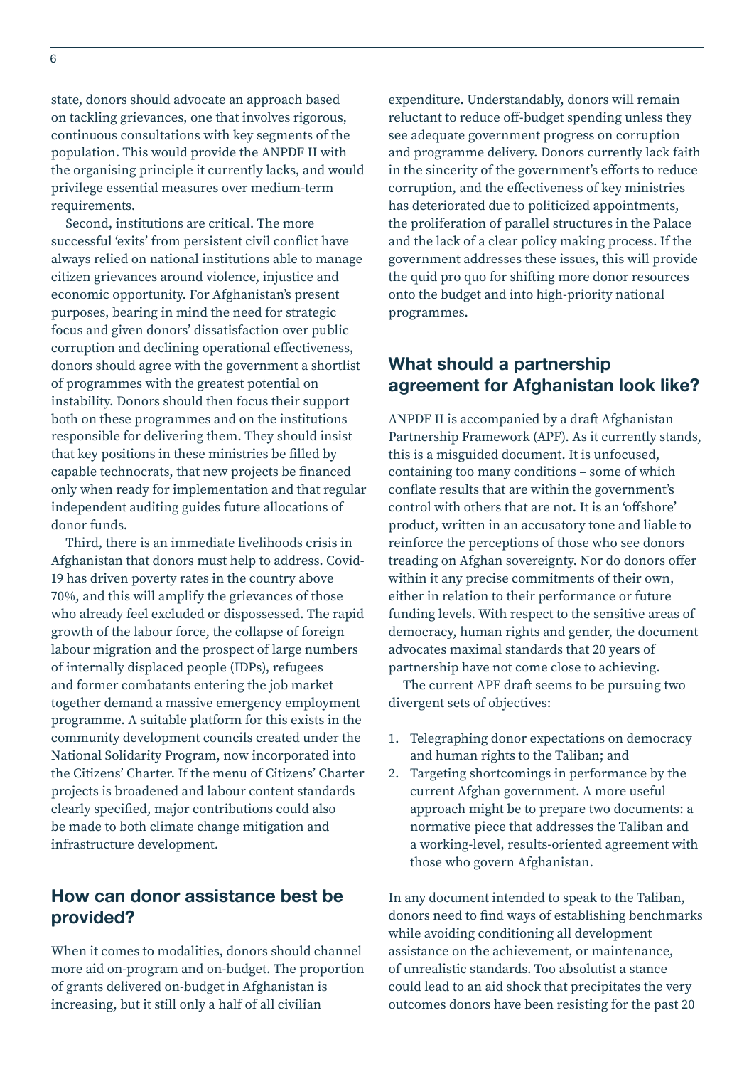state, donors should advocate an approach based on tackling grievances, one that involves rigorous, continuous consultations with key segments of the population. This would provide the ANPDF II with the organising principle it currently lacks, and would privilege essential measures over medium-term requirements.

Second, institutions are critical. The more successful 'exits' from persistent civil conflict have always relied on national institutions able to manage citizen grievances around violence, injustice and economic opportunity. For Afghanistan's present purposes, bearing in mind the need for strategic focus and given donors' dissatisfaction over public corruption and declining operational effectiveness, donors should agree with the government a shortlist of programmes with the greatest potential on instability. Donors should then focus their support both on these programmes and on the institutions responsible for delivering them. They should insist that key positions in these ministries be filled by capable technocrats, that new projects be financed only when ready for implementation and that regular independent auditing guides future allocations of donor funds.

Third, there is an immediate livelihoods crisis in Afghanistan that donors must help to address. Covid-19 has driven poverty rates in the country above 70%, and this will amplify the grievances of those who already feel excluded or dispossessed. The rapid growth of the labour force, the collapse of foreign labour migration and the prospect of large numbers of internally displaced people (IDPs), refugees and former combatants entering the job market together demand a massive emergency employment programme. A suitable platform for this exists in the community development councils created under the National Solidarity Program, now incorporated into the Citizens' Charter. If the menu of Citizens' Charter projects is broadened and labour content standards clearly specified, major contributions could also be made to both climate change mitigation and infrastructure development.

## How can donor assistance best be provided?

When it comes to modalities, donors should channel more aid on-program and on-budget. The proportion of grants delivered on-budget in Afghanistan is increasing, but it still only a half of all civilian expenditure. Understandably, donors will remain reluctant to reduce off-budget spending unless they see adequate government progress on corruption and programme delivery. Donors currently lack faith in the sincerity of the government's efforts to reduce corruption, and the effectiveness of key ministries has deteriorated due to politicized appointments, the proliferation of parallel structures in the Palace and the lack of a clear policy making process. If the government addresses these issues, this will provide the quid pro quo for shifting more donor resources onto the budget and into high-priority national programmes.

## What should a partnership agreement for Afghanistan look like?

ANPDF II is accompanied by a draft Afghanistan Partnership Framework (APF). As it currently stands, this is a misguided document. It is unfocused, containing too many conditions – some of which conflate results that are within the government's control with others that are not. It is an 'offshore' product, written in an accusatory tone and liable to reinforce the perceptions of those who see donors treading on Afghan sovereignty. Nor do donors offer within it any precise commitments of their own, either in relation to their performance or future funding levels. With respect to the sensitive areas of democracy, human rights and gender, the document advocates maximal standards that 20 years of partnership have not come close to achieving.

The current APF draft seems to be pursuing two divergent sets of objectives:

1. Telegraphing donor expectations on democracy and human rights to the Taliban; and
2. Targeting shortcomings in performance by the current Afghan government. A more useful approach might be to prepare two documents: a normative piece that addresses the Taliban and a working-level, results-oriented agreement with those who govern Afghanistan.

In any document intended to speak to the Taliban, donors need to find ways of establishing benchmarks while avoiding conditioning all development assistance on the achievement, or maintenance, of unrealistic standards. Too absolutist a stance could lead to an aid shock that precipitates the very outcomes donors have been resisting for the past 20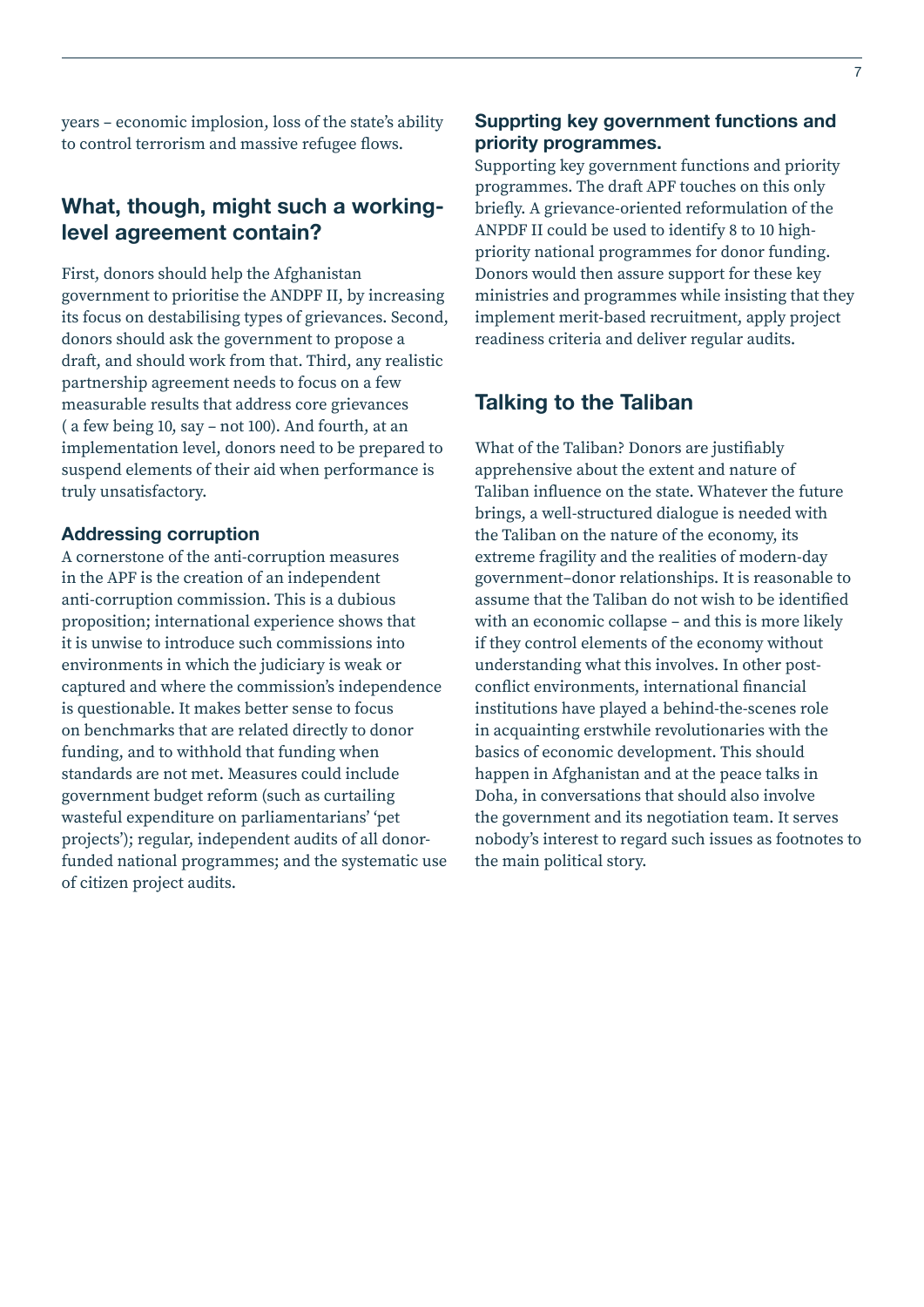years – economic implosion, loss of the state's ability to control terrorism and massive refugee flows.

## What, though, might such a working-level agreement contain?

First, donors should help the Afghanistan government to prioritise the ANDPF II, by increasing its focus on destabilising types of grievances. Second, donors should ask the government to propose a draft, and should work from that. Third, any realistic partnership agreement needs to focus on a few measurable results that address core grievances ( a few being 10, say – not 100). And fourth, at an implementation level, donors need to be prepared to suspend elements of their aid when performance is truly unsatisfactory.

### Addressing corruption

A cornerstone of the anti-corruption measures in the APF is the creation of an independent anti-corruption commission. This is a dubious proposition; international experience shows that it is unwise to introduce such commissions into environments in which the judiciary is weak or captured and where the commission's independence is questionable. It makes better sense to focus on benchmarks that are related directly to donor funding, and to withhold that funding when standards are not met. Measures could include government budget reform (such as curtailing wasteful expenditure on parliamentarians' 'pet projects'); regular, independent audits of all donor-funded national programmes; and the systematic use of citizen project audits.

### Supprting key government functions and priority programmes.

Supporting key government functions and priority programmes. The draft APF touches on this only briefly. A grievance-oriented reformulation of the ANPDF II could be used to identify 8 to 10 high-priority national programmes for donor funding. Donors would then assure support for these key ministries and programmes while insisting that they implement merit-based recruitment, apply project readiness criteria and deliver regular audits.

## Talking to the Taliban

What of the Taliban? Donors are justifiably apprehensive about the extent and nature of Taliban influence on the state. Whatever the future brings, a well-structured dialogue is needed with the Taliban on the nature of the economy, its extreme fragility and the realities of modern-day government–donor relationships. It is reasonable to assume that the Taliban do not wish to be identified with an economic collapse – and this is more likely if they control elements of the economy without understanding what this involves. In other post-conflict environments, international financial institutions have played a behind-the-scenes role in acquainting erstwhile revolutionaries with the basics of economic development. This should happen in Afghanistan and at the peace talks in Doha, in conversations that should also involve the government and its negotiation team. It serves nobody's interest to regard such issues as footnotes to the main political story.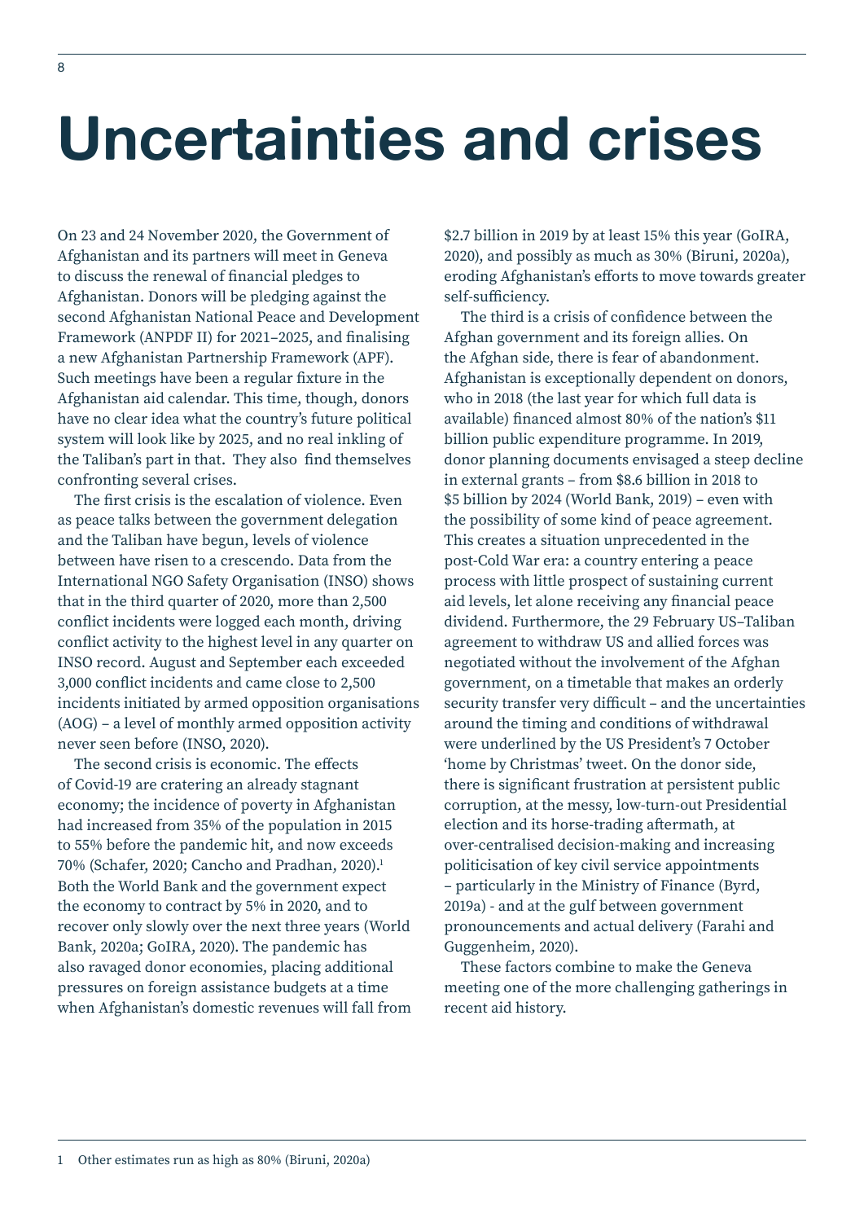# Uncertainties and crises

On 23 and 24 November 2020, the Government of Afghanistan and its partners will meet in Geneva to discuss the renewal of financial pledges to Afghanistan. Donors will be pledging against the second Afghanistan National Peace and Development Framework (ANPDF II) for 2021–2025, and finalising a new Afghanistan Partnership Framework (APF). Such meetings have been a regular fixture in the Afghanistan aid calendar. This time, though, donors have no clear idea what the country's future political system will look like by 2025, and no real inkling of the Taliban's part in that. They also find themselves confronting several crises.

The first crisis is the escalation of violence. Even as peace talks between the government delegation and the Taliban have begun, levels of violence between have risen to a crescendo. Data from the International NGO Safety Organisation (INSO) shows that in the third quarter of 2020, more than 2,500 conflict incidents were logged each month, driving conflict activity to the highest level in any quarter on INSO record. August and September each exceeded 3,000 conflict incidents and came close to 2,500 incidents initiated by armed opposition organisations (AOG) – a level of monthly armed opposition activity never seen before (INSO, 2020).

The second crisis is economic. The effects of Covid-19 are cratering an already stagnant economy; the incidence of poverty in Afghanistan had increased from 35% of the population in 2015 to 55% before the pandemic hit, and now exceeds 70% (Schafer, 2020; Cancho and Pradhan, 2020).[1] Both the World Bank and the government expect the economy to contract by 5% in 2020, and to recover only slowly over the next three years (World Bank, 2020a; GoIRA, 2020). The pandemic has also ravaged donor economies, placing additional pressures on foreign assistance budgets at a time when Afghanistan's domestic revenues will fall from $2.7 billion in 2019 by at least 15% this year (GoIRA, 2020), and possibly as much as 30% (Biruni, 2020a), eroding Afghanistan's efforts to move towards greater self-sufficiency.

The third is a crisis of confidence between the Afghan government and its foreign allies. On the Afghan side, there is fear of abandonment. Afghanistan is exceptionally dependent on donors, who in 2018 (the last year for which full data is available) financed almost 80% of the nation's $11 billion public expenditure programme. In 2019, donor planning documents envisaged a steep decline in external grants – from $8.6 billion in 2018 to $5 billion by 2024 (World Bank, 2019) – even with the possibility of some kind of peace agreement. This creates a situation unprecedented in the post-Cold War era: a country entering a peace process with little prospect of sustaining current aid levels, let alone receiving any financial peace dividend. Furthermore, the 29 February US–Taliban agreement to withdraw US and allied forces was negotiated without the involvement of the Afghan government, on a timetable that makes an orderly security transfer very difficult – and the uncertainties around the timing and conditions of withdrawal were underlined by the US President's 7 October 'home by Christmas' tweet. On the donor side, there is significant frustration at persistent public corruption, at the messy, low-turn-out Presidential election and its horse-trading aftermath, at over-centralised decision-making and increasing politicisation of key civil service appointments – particularly in the Ministry of Finance (Byrd, 2019a) - and at the gulf between government pronouncements and actual delivery (Farahi and Guggenheim, 2020).

These factors combine to make the Geneva meeting one of the more challenging gatherings in recent aid history.

1 Other estimates run as high as 80% (Biruni, 2020a)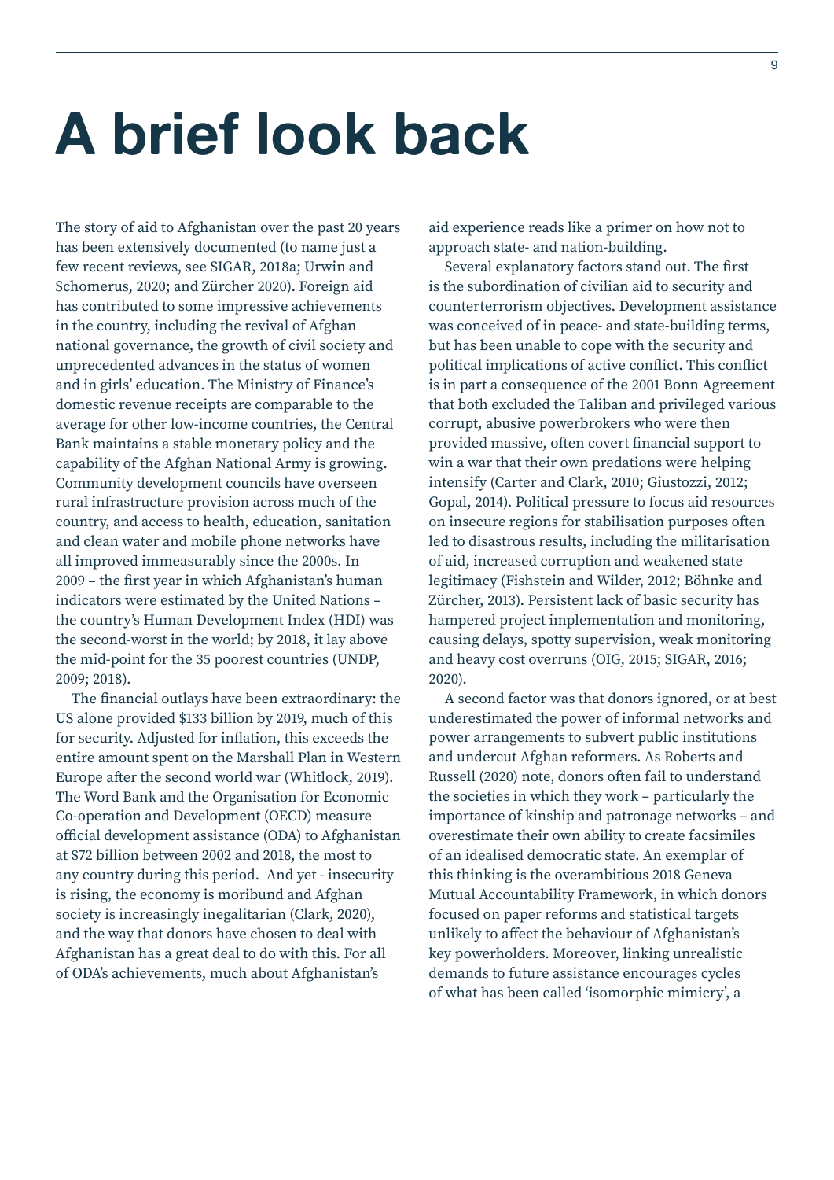# A brief look back

The story of aid to Afghanistan over the past 20 years has been extensively documented (to name just a few recent reviews, see SIGAR, 2018a; Urwin and Schomerus, 2020; and Zürcher 2020). Foreign aid has contributed to some impressive achievements in the country, including the revival of Afghan national governance, the growth of civil society and unprecedented advances in the status of women and in girls' education. The Ministry of Finance's domestic revenue receipts are comparable to the average for other low-income countries, the Central Bank maintains a stable monetary policy and the capability of the Afghan National Army is growing. Community development councils have overseen rural infrastructure provision across much of the country, and access to health, education, sanitation and clean water and mobile phone networks have all improved immeasurably since the 2000s. In 2009 – the first year in which Afghanistan's human indicators were estimated by the United Nations – the country's Human Development Index (HDI) was the second-worst in the world; by 2018, it lay above the mid-point for the 35 poorest countries (UNDP, 2009; 2018).

The financial outlays have been extraordinary: the US alone provided $133 billion by 2019, much of this for security. Adjusted for inflation, this exceeds the entire amount spent on the Marshall Plan in Western Europe after the second world war (Whitlock, 2019). The Word Bank and the Organisation for Economic Co-operation and Development (OECD) measure official development assistance (ODA) to Afghanistan at $72 billion between 2002 and 2018, the most to any country during this period. And yet - insecurity is rising, the economy is moribund and Afghan society is increasingly inegalitarian (Clark, 2020), and the way that donors have chosen to deal with Afghanistan has a great deal to do with this. For all of ODA's achievements, much about Afghanistan's aid experience reads like a primer on how not to approach state- and nation-building.

Several explanatory factors stand out. The first is the subordination of civilian aid to security and counterterrorism objectives. Development assistance was conceived of in peace- and state-building terms, but has been unable to cope with the security and political implications of active conflict. This conflict is in part a consequence of the 2001 Bonn Agreement that both excluded the Taliban and privileged various corrupt, abusive powerbrokers who were then provided massive, often covert financial support to win a war that their own predations were helping intensify (Carter and Clark, 2010; Giustozzi, 2012; Gopal, 2014). Political pressure to focus aid resources on insecure regions for stabilisation purposes often led to disastrous results, including the militarisation of aid, increased corruption and weakened state legitimacy (Fishstein and Wilder, 2012; Böhnke and Zürcher, 2013). Persistent lack of basic security has hampered project implementation and monitoring, causing delays, spotty supervision, weak monitoring and heavy cost overruns (OIG, 2015; SIGAR, 2016; 2020).

A second factor was that donors ignored, or at best underestimated the power of informal networks and power arrangements to subvert public institutions and undercut Afghan reformers. As Roberts and Russell (2020) note, donors often fail to understand the societies in which they work – particularly the importance of kinship and patronage networks – and overestimate their own ability to create facsimiles of an idealised democratic state. An exemplar of this thinking is the overambitious 2018 Geneva Mutual Accountability Framework, in which donors focused on paper reforms and statistical targets unlikely to affect the behaviour of Afghanistan's key powerholders. Moreover, linking unrealistic demands to future assistance encourages cycles of what has been called 'isomorphic mimicry', a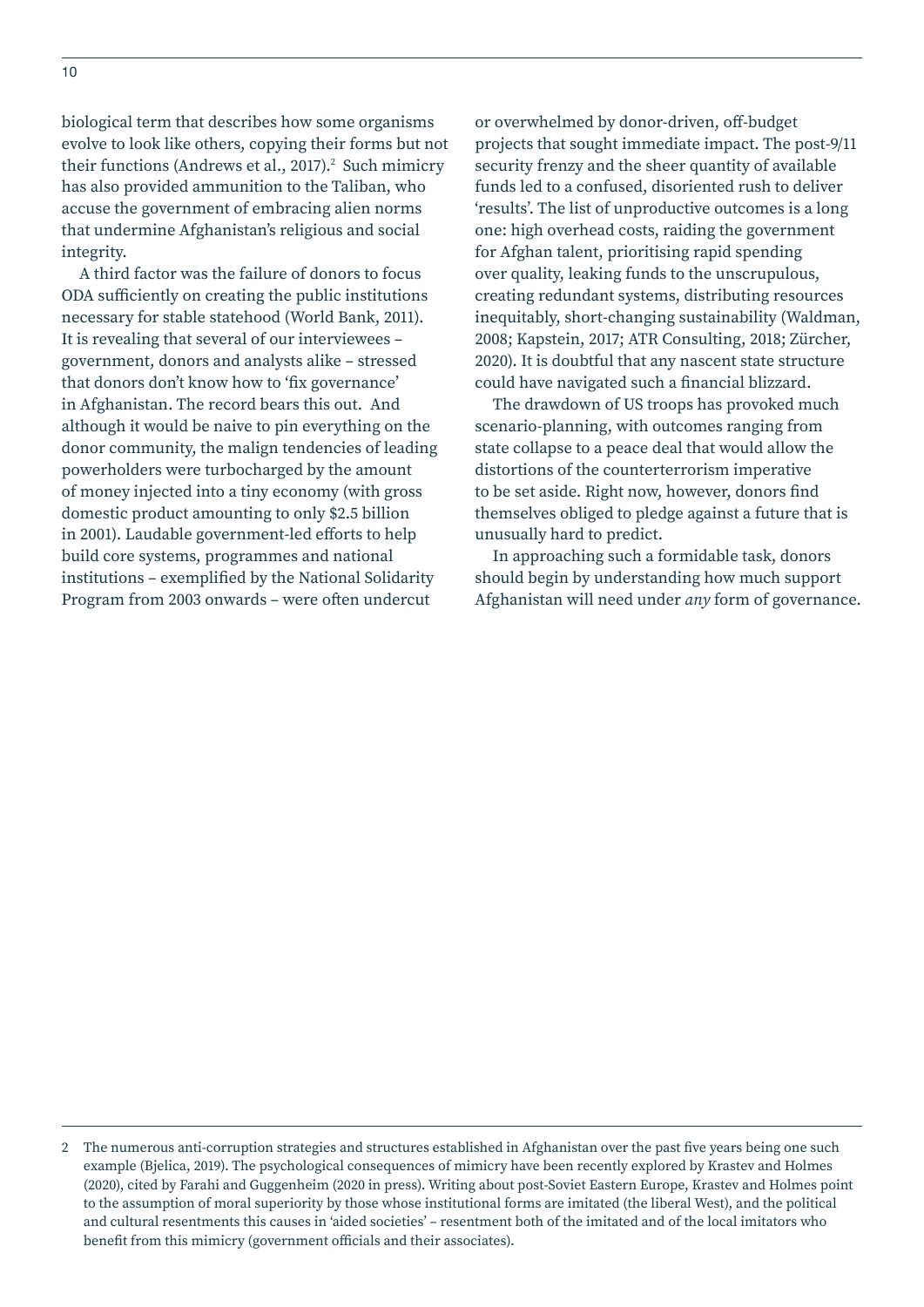biological term that describes how some organisms evolve to look like others, copying their forms but not their functions (Andrews et al., 2017).[2] Such mimicry has also provided ammunition to the Taliban, who accuse the government of embracing alien norms that undermine Afghanistan's religious and social integrity.

A third factor was the failure of donors to focus ODA sufficiently on creating the public institutions necessary for stable statehood (World Bank, 2011). It is revealing that several of our interviewees – government, donors and analysts alike – stressed that donors don't know how to 'fix governance' in Afghanistan. The record bears this out. And although it would be naive to pin everything on the donor community, the malign tendencies of leading powerholders were turbocharged by the amount of money injected into a tiny economy (with gross domestic product amounting to only $2.5 billion in 2001). Laudable government-led efforts to help build core systems, programmes and national institutions – exemplified by the National Solidarity Program from 2003 onwards – were often undercut or overwhelmed by donor-driven, off-budget projects that sought immediate impact. The post-9/11 security frenzy and the sheer quantity of available funds led to a confused, disoriented rush to deliver 'results'. The list of unproductive outcomes is a long one: high overhead costs, raiding the government for Afghan talent, prioritising rapid spending over quality, leaking funds to the unscrupulous, creating redundant systems, distributing resources inequitably, short-changing sustainability (Waldman, 2008; Kapstein, 2017; ATR Consulting, 2018; Zürcher, 2020). It is doubtful that any nascent state structure could have navigated such a financial blizzard.

The drawdown of US troops has provoked much scenario-planning, with outcomes ranging from state collapse to a peace deal that would allow the distortions of the counterterrorism imperative to be set aside. Right now, however, donors find themselves obliged to pledge against a future that is unusually hard to predict.

In approaching such a formidable task, donors should begin by understanding how much support Afghanistan will need under *any* form of governance.

---

2 The numerous anti-corruption strategies and structures established in Afghanistan over the past five years being one such example (Bjelica, 2019). The psychological consequences of mimicry have been recently explored by Krastev and Holmes (2020), cited by Farahi and Guggenheim (2020 in press). Writing about post-Soviet Eastern Europe, Krastev and Holmes point to the assumption of moral superiority by those whose institutional forms are imitated (the liberal West), and the political and cultural resentments this causes in 'aided societies' – resentment both of the imitated and of the local imitators who benefit from this mimicry (government officials and their associates).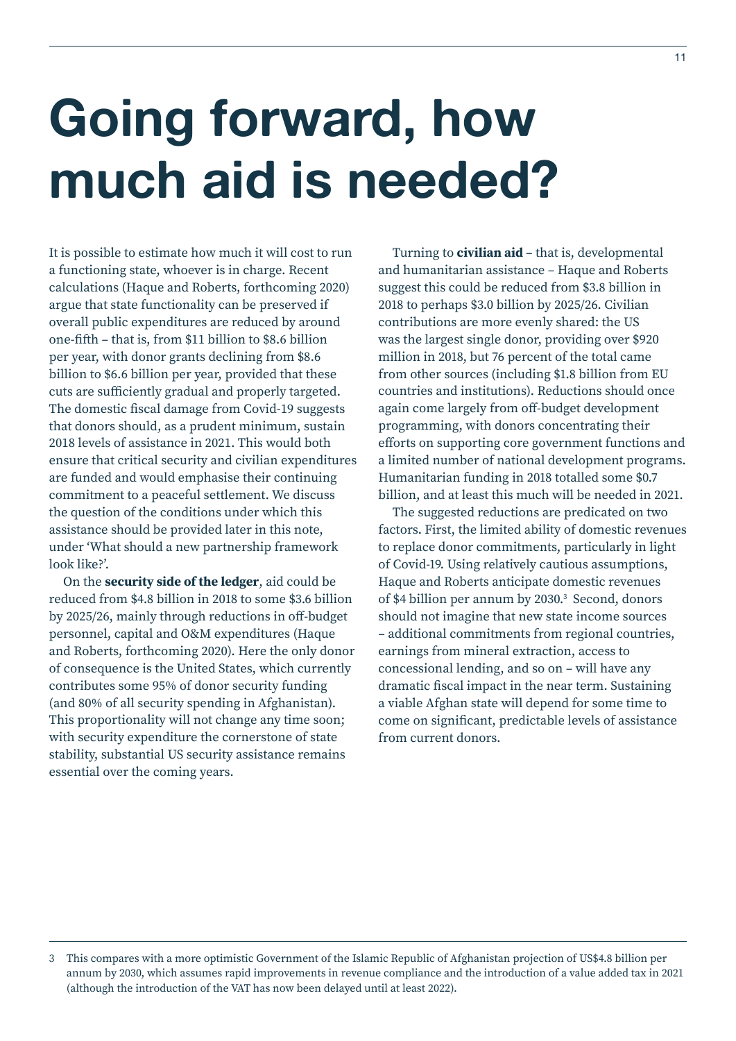# Going forward, how much aid is needed?

It is possible to estimate how much it will cost to run a functioning state, whoever is in charge. Recent calculations (Haque and Roberts, forthcoming 2020) argue that state functionality can be preserved if overall public expenditures are reduced by around one-fifth – that is, from $11 billion to $8.6 billion per year, with donor grants declining from $8.6 billion to $6.6 billion per year, provided that these cuts are sufficiently gradual and properly targeted. The domestic fiscal damage from Covid-19 suggests that donors should, as a prudent minimum, sustain 2018 levels of assistance in 2021. This would both ensure that critical security and civilian expenditures are funded and would emphasise their continuing commitment to a peaceful settlement. We discuss the question of the conditions under which this assistance should be provided later in this note, under 'What should a new partnership framework look like?'.

On the **security side of the ledger**, aid could be reduced from $4.8 billion in 2018 to some $3.6 billion by 2025/26, mainly through reductions in off-budget personnel, capital and O&M expenditures (Haque and Roberts, forthcoming 2020). Here the only donor of consequence is the United States, which currently contributes some 95% of donor security funding (and 80% of all security spending in Afghanistan). This proportionality will not change any time soon; with security expenditure the cornerstone of state stability, substantial US security assistance remains essential over the coming years.

Turning to **civilian aid** – that is, developmental and humanitarian assistance – Haque and Roberts suggest this could be reduced from $3.8 billion in 2018 to perhaps $3.0 billion by 2025/26. Civilian contributions are more evenly shared: the US was the largest single donor, providing over $920 million in 2018, but 76 percent of the total came from other sources (including $1.8 billion from EU countries and institutions). Reductions should once again come largely from off-budget development programming, with donors concentrating their efforts on supporting core government functions and a limited number of national development programs. Humanitarian funding in 2018 totalled some $0.7 billion, and at least this much will be needed in 2021.

The suggested reductions are predicated on two factors. First, the limited ability of domestic revenues to replace donor commitments, particularly in light of Covid-19. Using relatively cautious assumptions, Haque and Roberts anticipate domestic revenues of $4 billion per annum by 2030.[3] Second, donors should not imagine that new state income sources – additional commitments from regional countries, earnings from mineral extraction, access to concessional lending, and so on – will have any dramatic fiscal impact in the near term. Sustaining a viable Afghan state will depend for some time to come on significant, predictable levels of assistance from current donors.

3 This compares with a more optimistic Government of the Islamic Republic of Afghanistan projection of US$4.8 billion per annum by 2030, which assumes rapid improvements in revenue compliance and the introduction of a value added tax in 2021 (although the introduction of the VAT has now been delayed until at least 2022).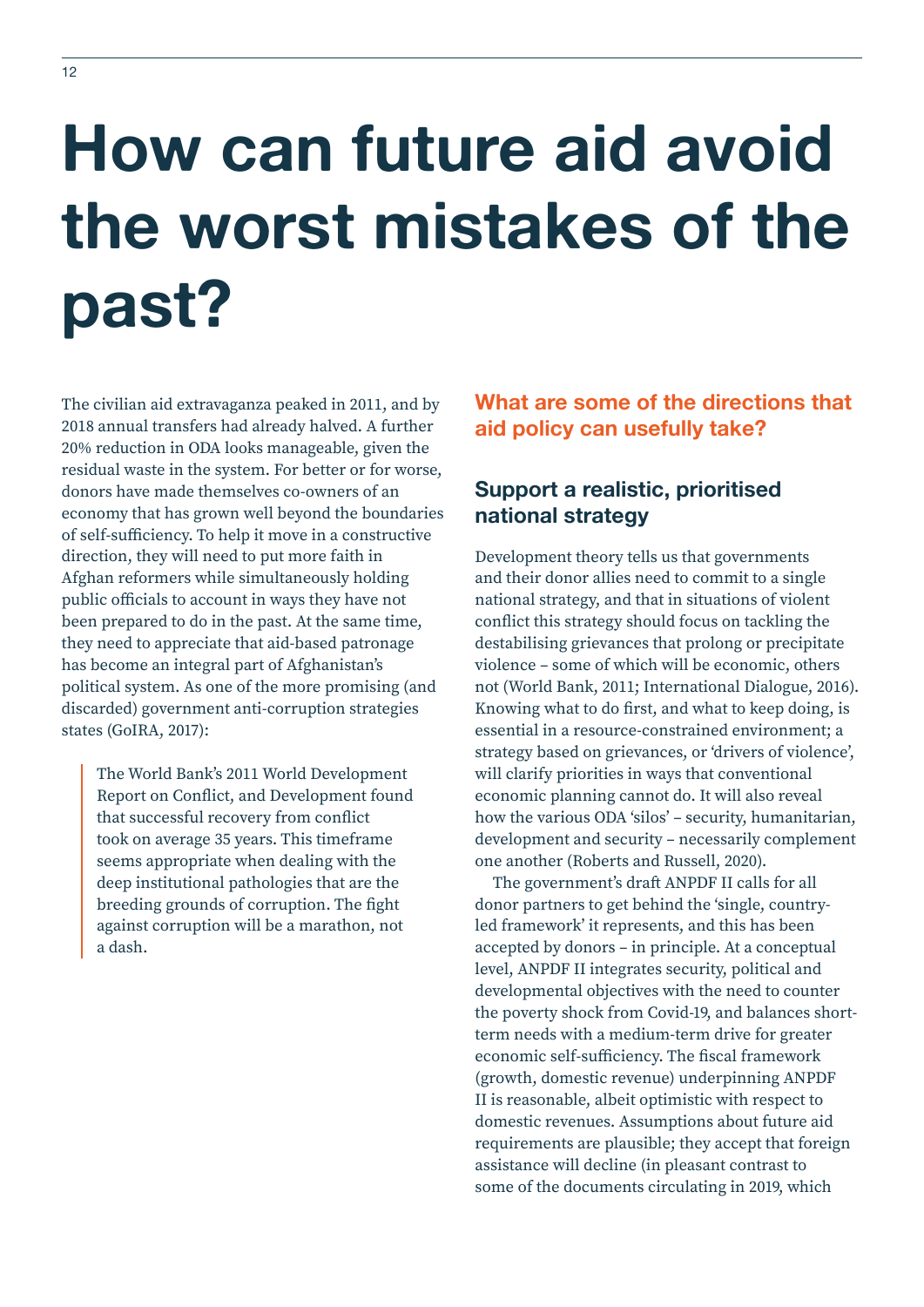# How can future aid avoid the worst mistakes of the past?

The civilian aid extravaganza peaked in 2011, and by 2018 annual transfers had already halved. A further 20% reduction in ODA looks manageable, given the residual waste in the system. For better or for worse, donors have made themselves co-owners of an economy that has grown well beyond the boundaries of self-sufficiency. To help it move in a constructive direction, they will need to put more faith in Afghan reformers while simultaneously holding public officials to account in ways they have not been prepared to do in the past. At the same time, they need to appreciate that aid-based patronage has become an integral part of Afghanistan's political system. As one of the more promising (and discarded) government anti-corruption strategies states (GoIRA, 2017):

> The World Bank's 2011 World Development Report on Conflict, and Development found that successful recovery from conflict took on average 35 years. This timeframe seems appropriate when dealing with the deep institutional pathologies that are the breeding grounds of corruption. The fight against corruption will be a marathon, not a dash.

## What are some of the directions that aid policy can usefully take?

### Support a realistic, prioritised national strategy

Development theory tells us that governments and their donor allies need to commit to a single national strategy, and that in situations of violent conflict this strategy should focus on tackling the destabilising grievances that prolong or precipitate violence – some of which will be economic, others not (World Bank, 2011; International Dialogue, 2016). Knowing what to do first, and what to keep doing, is essential in a resource-constrained environment; a strategy based on grievances, or 'drivers of violence', will clarify priorities in ways that conventional economic planning cannot do. It will also reveal how the various ODA 'silos' – security, humanitarian, development and security – necessarily complement one another (Roberts and Russell, 2020).

The government's draft ANPDF II calls for all donor partners to get behind the 'single, country-led framework' it represents, and this has been accepted by donors – in principle. At a conceptual level, ANPDF II integrates security, political and developmental objectives with the need to counter the poverty shock from Covid-19, and balances short-term needs with a medium-term drive for greater economic self-sufficiency. The fiscal framework (growth, domestic revenue) underpinning ANPDF II is reasonable, albeit optimistic with respect to domestic revenues. Assumptions about future aid requirements are plausible; they accept that foreign assistance will decline (in pleasant contrast to some of the documents circulating in 2019, which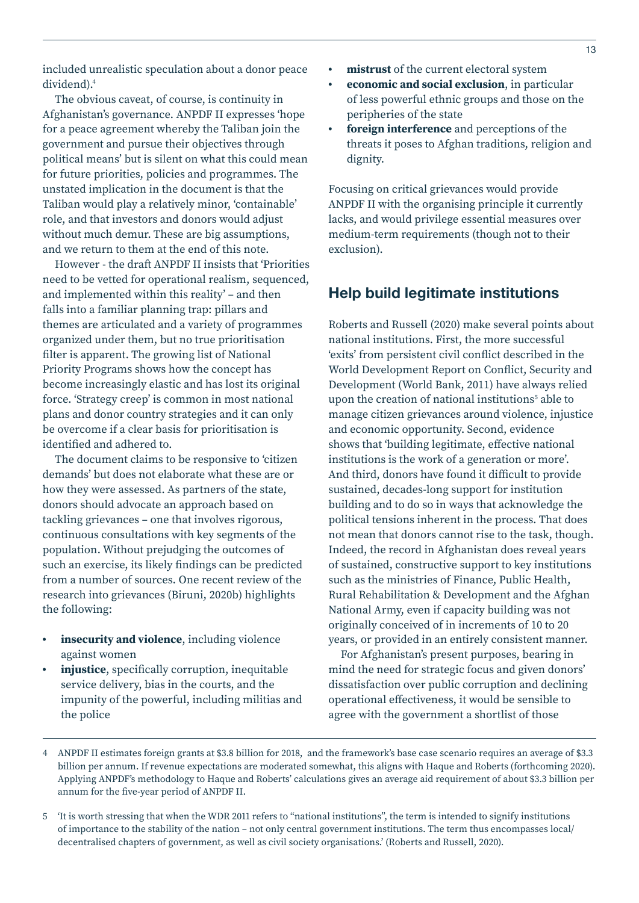included unrealistic speculation about a donor peace dividend).[4]

The obvious caveat, of course, is continuity in Afghanistan's governance. ANPDF II expresses 'hope for a peace agreement whereby the Taliban join the government and pursue their objectives through political means' but is silent on what this could mean for future priorities, policies and programmes. The unstated implication in the document is that the Taliban would play a relatively minor, 'containable' role, and that investors and donors would adjust without much demur. These are big assumptions, and we return to them at the end of this note.

However - the draft ANPDF II insists that 'Priorities need to be vetted for operational realism, sequenced, and implemented within this reality' – and then falls into a familiar planning trap: pillars and themes are articulated and a variety of programmes organized under them, but no true prioritisation filter is apparent. The growing list of National Priority Programs shows how the concept has become increasingly elastic and has lost its original force. 'Strategy creep' is common in most national plans and donor country strategies and it can only be overcome if a clear basis for prioritisation is identified and adhered to.

The document claims to be responsive to 'citizen demands' but does not elaborate what these are or how they were assessed. As partners of the state, donors should advocate an approach based on tackling grievances – one that involves rigorous, continuous consultations with key segments of the population. Without prejudging the outcomes of such an exercise, its likely findings can be predicted from a number of sources. One recent review of the research into grievances (Biruni, 2020b) highlights the following:

- **insecurity and violence**, including violence against women
- **injustice**, specifically corruption, inequitable service delivery, bias in the courts, and the impunity of the powerful, including militias and the police
- **mistrust** of the current electoral system
- **economic and social exclusion**, in particular of less powerful ethnic groups and those on the peripheries of the state
- **foreign interference** and perceptions of the threats it poses to Afghan traditions, religion and dignity.

Focusing on critical grievances would provide ANPDF II with the organising principle it currently lacks, and would privilege essential measures over medium-term requirements (though not to their exclusion).

## Help build legitimate institutions

Roberts and Russell (2020) make several points about national institutions. First, the more successful 'exits' from persistent civil conflict described in the World Development Report on Conflict, Security and Development (World Bank, 2011) have always relied upon the creation of national institutions[5] able to manage citizen grievances around violence, injustice and economic opportunity. Second, evidence shows that 'building legitimate, effective national institutions is the work of a generation or more'. And third, donors have found it difficult to provide sustained, decades-long support for institution building and to do so in ways that acknowledge the political tensions inherent in the process. That does not mean that donors cannot rise to the task, though. Indeed, the record in Afghanistan does reveal years of sustained, constructive support to key institutions such as the ministries of Finance, Public Health, Rural Rehabilitation & Development and the Afghan National Army, even if capacity building was not originally conceived of in increments of 10 to 20 years, or provided in an entirely consistent manner.

For Afghanistan's present purposes, bearing in mind the need for strategic focus and given donors' dissatisfaction over public corruption and declining operational effectiveness, it would be sensible to agree with the government a shortlist of those

---

4 ANPDF II estimates foreign grants at $3.8 billion for 2018, and the framework's base case scenario requires an average of $3.3 billion per annum. If revenue expectations are moderated somewhat, this aligns with Haque and Roberts (forthcoming 2020). Applying ANPDF's methodology to Haque and Roberts' calculations gives an average aid requirement of about $3.3 billion per annum for the five-year period of ANPDF II.

5 'It is worth stressing that when the WDR 2011 refers to "national institutions", the term is intended to signify institutions of importance to the stability of the nation – not only central government institutions. The term thus encompasses local/decentralised chapters of government, as well as civil society organisations.' (Roberts and Russell, 2020).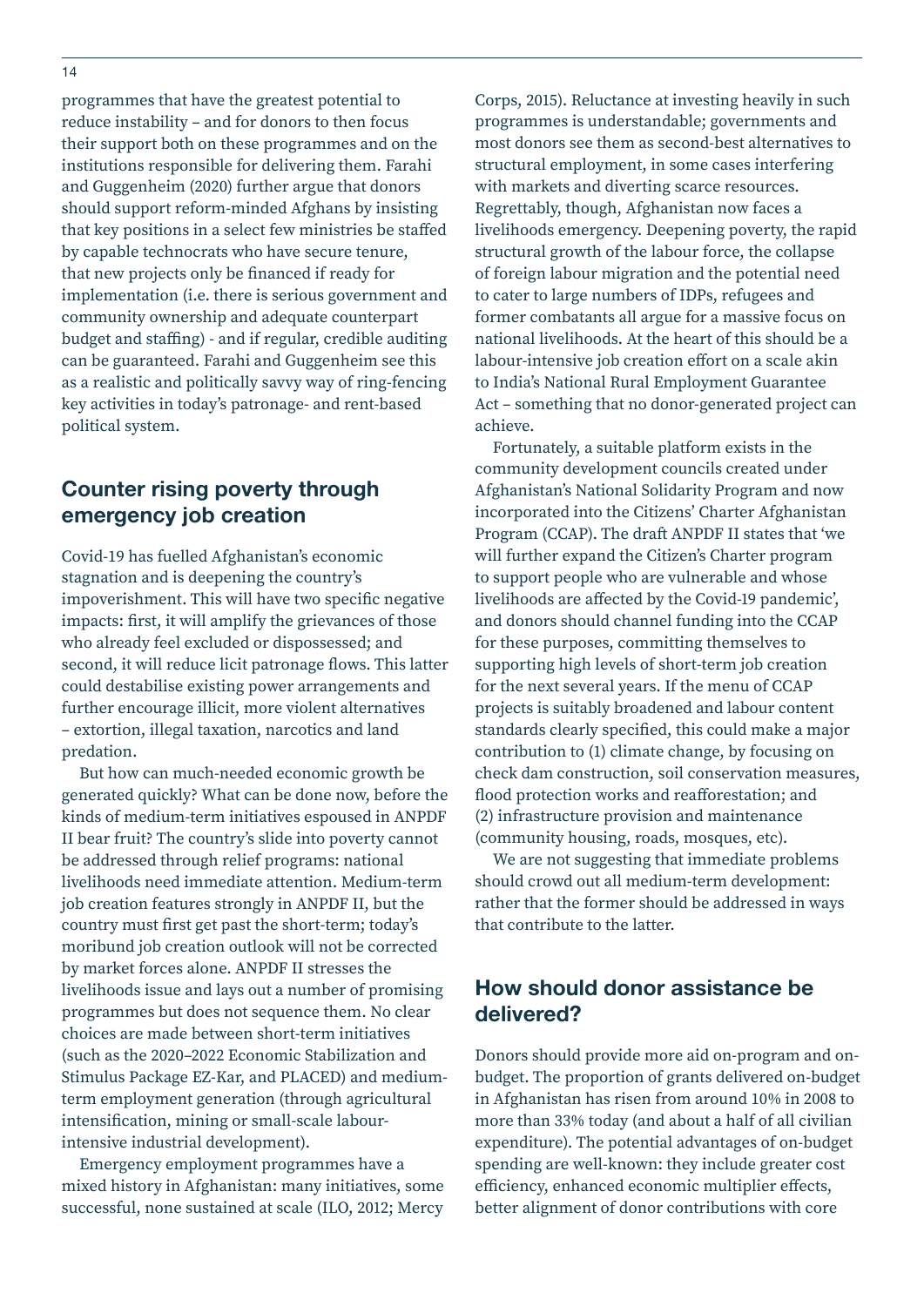programmes that have the greatest potential to reduce instability – and for donors to then focus their support both on these programmes and on the institutions responsible for delivering them. Farahi and Guggenheim (2020) further argue that donors should support reform-minded Afghans by insisting that key positions in a select few ministries be staffed by capable technocrats who have secure tenure, that new projects only be financed if ready for implementation (i.e. there is serious government and community ownership and adequate counterpart budget and staffing) - and if regular, credible auditing can be guaranteed. Farahi and Guggenheim see this as a realistic and politically savvy way of ring-fencing key activities in today's patronage- and rent-based political system.

## Counter rising poverty through emergency job creation

Covid-19 has fuelled Afghanistan's economic stagnation and is deepening the country's impoverishment. This will have two specific negative impacts: first, it will amplify the grievances of those who already feel excluded or dispossessed; and second, it will reduce licit patronage flows. This latter could destabilise existing power arrangements and further encourage illicit, more violent alternatives – extortion, illegal taxation, narcotics and land predation.

But how can much-needed economic growth be generated quickly? What can be done now, before the kinds of medium-term initiatives espoused in ANPDF II bear fruit? The country's slide into poverty cannot be addressed through relief programs: national livelihoods need immediate attention. Medium-term job creation features strongly in ANPDF II, but the country must first get past the short-term; today's moribund job creation outlook will not be corrected by market forces alone. ANPDF II stresses the livelihoods issue and lays out a number of promising programmes but does not sequence them. No clear choices are made between short-term initiatives (such as the 2020–2022 Economic Stabilization and Stimulus Package EZ-Kar, and PLACED) and medium-term employment generation (through agricultural intensification, mining or small-scale labour-intensive industrial development).

Emergency employment programmes have a mixed history in Afghanistan: many initiatives, some successful, none sustained at scale (ILO, 2012; Mercy Corps, 2015). Reluctance at investing heavily in such programmes is understandable; governments and most donors see them as second-best alternatives to structural employment, in some cases interfering with markets and diverting scarce resources. Regrettably, though, Afghanistan now faces a livelihoods emergency. Deepening poverty, the rapid structural growth of the labour force, the collapse of foreign labour migration and the potential need to cater to large numbers of IDPs, refugees and former combatants all argue for a massive focus on national livelihoods. At the heart of this should be a labour-intensive job creation effort on a scale akin to India's National Rural Employment Guarantee Act – something that no donor-generated project can achieve.

Fortunately, a suitable platform exists in the community development councils created under Afghanistan's National Solidarity Program and now incorporated into the Citizens' Charter Afghanistan Program (CCAP). The draft ANPDF II states that 'we will further expand the Citizen's Charter program to support people who are vulnerable and whose livelihoods are affected by the Covid-19 pandemic', and donors should channel funding into the CCAP for these purposes, committing themselves to supporting high levels of short-term job creation for the next several years. If the menu of CCAP projects is suitably broadened and labour content standards clearly specified, this could make a major contribution to (1) climate change, by focusing on check dam construction, soil conservation measures, flood protection works and reafforestation; and (2) infrastructure provision and maintenance (community housing, roads, mosques, etc).

We are not suggesting that immediate problems should crowd out all medium-term development: rather that the former should be addressed in ways that contribute to the latter.

## How should donor assistance be delivered?

Donors should provide more aid on-program and on-budget. The proportion of grants delivered on-budget in Afghanistan has risen from around 10% in 2008 to more than 33% today (and about a half of all civilian expenditure). The potential advantages of on-budget spending are well-known: they include greater cost efficiency, enhanced economic multiplier effects, better alignment of donor contributions with core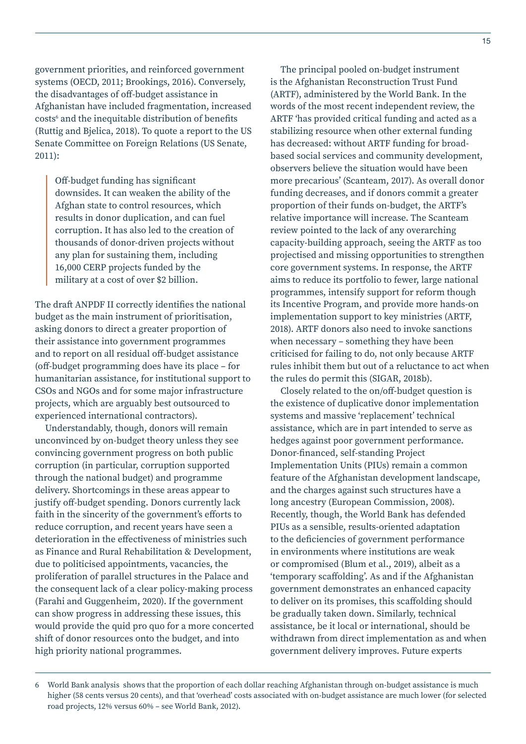government priorities, and reinforced government systems (OECD, 2011; Brookings, 2016). Conversely, the disadvantages of off-budget assistance in Afghanistan have included fragmentation, increased costs[6] and the inequitable distribution of benefits (Ruttig and Bjelica, 2018). To quote a report to the US Senate Committee on Foreign Relations (US Senate, 2011):

> Off-budget funding has significant downsides. It can weaken the ability of the Afghan state to control resources, which results in donor duplication, and can fuel corruption. It has also led to the creation of thousands of donor-driven projects without any plan for sustaining them, including 16,000 CERP projects funded by the military at a cost of over $2 billion.

The draft ANPDF II correctly identifies the national budget as the main instrument of prioritisation, asking donors to direct a greater proportion of their assistance into government programmes and to report on all residual off-budget assistance (off-budget programming does have its place – for humanitarian assistance, for institutional support to CSOs and NGOs and for some major infrastructure projects, which are arguably best outsourced to experienced international contractors).

Understandably, though, donors will remain unconvinced by on-budget theory unless they see convincing government progress on both public corruption (in particular, corruption supported through the national budget) and programme delivery. Shortcomings in these areas appear to justify off-budget spending. Donors currently lack faith in the sincerity of the government's efforts to reduce corruption, and recent years have seen a deterioration in the effectiveness of ministries such as Finance and Rural Rehabilitation & Development, due to politicised appointments, vacancies, the proliferation of parallel structures in the Palace and the consequent lack of a clear policy-making process (Farahi and Guggenheim, 2020). If the government can show progress in addressing these issues, this would provide the quid pro quo for a more concerted shift of donor resources onto the budget, and into high priority national programmes.

The principal pooled on-budget instrument is the Afghanistan Reconstruction Trust Fund (ARTF), administered by the World Bank. In the words of the most recent independent review, the ARTF 'has provided critical funding and acted as a stabilizing resource when other external funding has decreased: without ARTF funding for broad-based social services and community development, observers believe the situation would have been more precarious' (Scanteam, 2017). As overall donor funding decreases, and if donors commit a greater proportion of their funds on-budget, the ARTF's relative importance will increase. The Scanteam review pointed to the lack of any overarching capacity-building approach, seeing the ARTF as too projectised and missing opportunities to strengthen core government systems. In response, the ARTF aims to reduce its portfolio to fewer, large national programmes, intensify support for reform though its Incentive Program, and provide more hands-on implementation support to key ministries (ARTF, 2018). ARTF donors also need to invoke sanctions when necessary – something they have been criticised for failing to do, not only because ARTF rules inhibit them but out of a reluctance to act when the rules do permit this (SIGAR, 2018b).

Closely related to the on/off-budget question is the existence of duplicative donor implementation systems and massive 'replacement' technical assistance, which are in part intended to serve as hedges against poor government performance. Donor-financed, self-standing Project Implementation Units (PIUs) remain a common feature of the Afghanistan development landscape, and the charges against such structures have a long ancestry (European Commission, 2008). Recently, though, the World Bank has defended PIUs as a sensible, results-oriented adaptation to the deficiencies of government performance in environments where institutions are weak or compromised (Blum et al., 2019), albeit as a 'temporary scaffolding'. As and if the Afghanistan government demonstrates an enhanced capacity to deliver on its promises, this scaffolding should be gradually taken down. Similarly, technical assistance, be it local or international, should be withdrawn from direct implementation as and when government delivery improves. Future experts

---

6 World Bank analysis shows that the proportion of each dollar reaching Afghanistan through on-budget assistance is much higher (58 cents versus 20 cents), and that 'overhead' costs associated with on-budget assistance are much lower (for selected road projects, 12% versus 60% – see World Bank, 2012).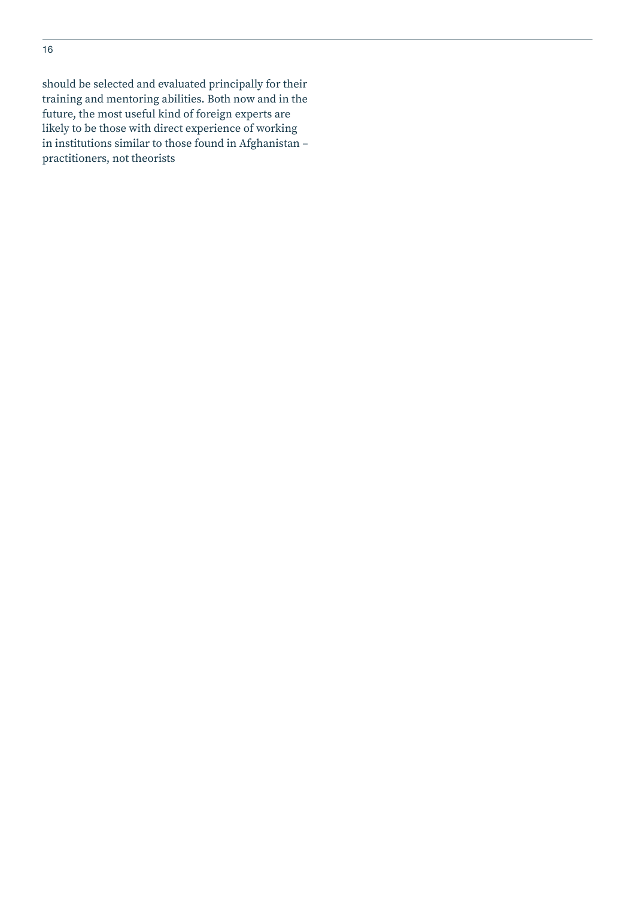should be selected and evaluated principally for their training and mentoring abilities. Both now and in the future, the most useful kind of foreign experts are likely to be those with direct experience of working in institutions similar to those found in Afghanistan – practitioners, not theorists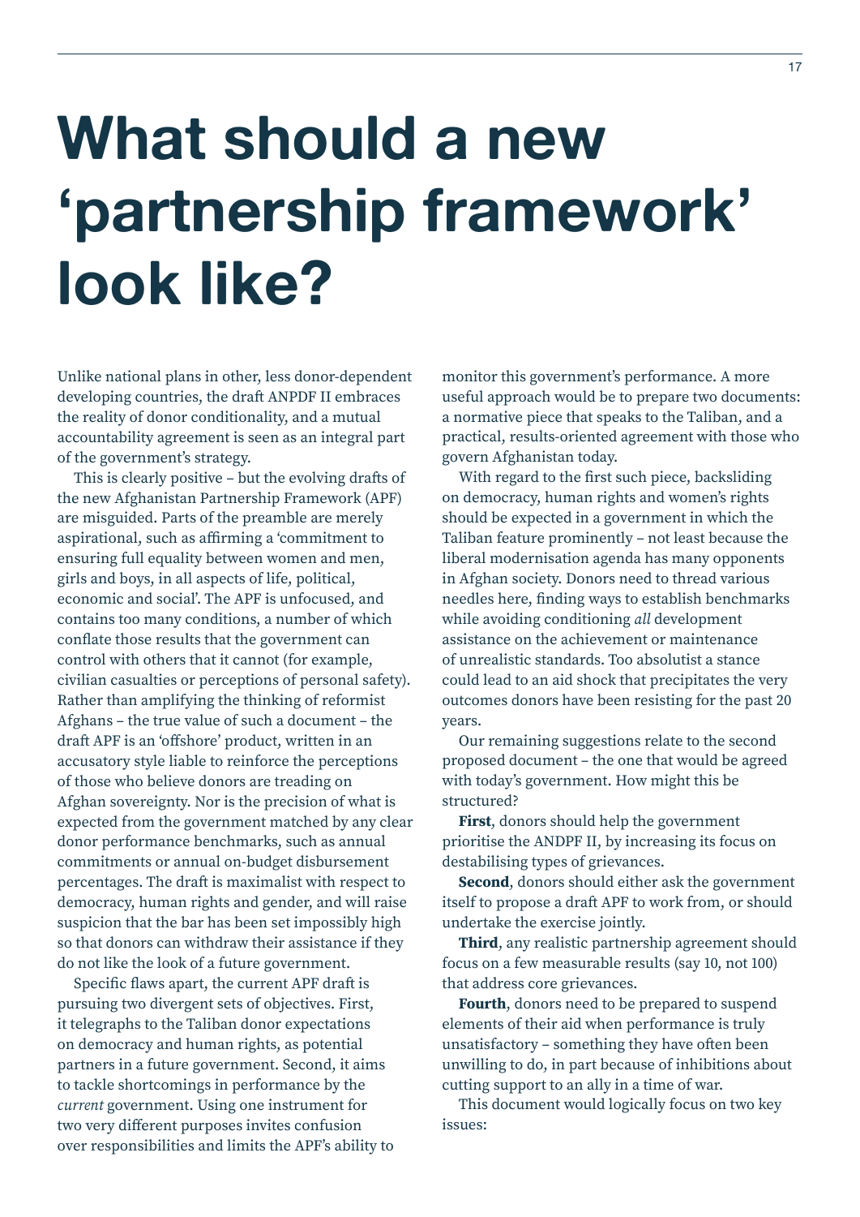# What should a new 'partnership framework' look like?

Unlike national plans in other, less donor-dependent developing countries, the draft ANPDF II embraces the reality of donor conditionality, and a mutual accountability agreement is seen as an integral part of the government's strategy.

This is clearly positive – but the evolving drafts of the new Afghanistan Partnership Framework (APF) are misguided. Parts of the preamble are merely aspirational, such as affirming a 'commitment to ensuring full equality between women and men, girls and boys, in all aspects of life, political, economic and social'. The APF is unfocused, and contains too many conditions, a number of which conflate those results that the government can control with others that it cannot (for example, civilian casualties or perceptions of personal safety). Rather than amplifying the thinking of reformist Afghans – the true value of such a document – the draft APF is an 'offshore' product, written in an accusatory style liable to reinforce the perceptions of those who believe donors are treading on Afghan sovereignty. Nor is the precision of what is expected from the government matched by any clear donor performance benchmarks, such as annual commitments or annual on-budget disbursement percentages. The draft is maximalist with respect to democracy, human rights and gender, and will raise suspicion that the bar has been set impossibly high so that donors can withdraw their assistance if they do not like the look of a future government.

Specific flaws apart, the current APF draft is pursuing two divergent sets of objectives. First, it telegraphs to the Taliban donor expectations on democracy and human rights, as potential partners in a future government. Second, it aims to tackle shortcomings in performance by the *current* government. Using one instrument for two very different purposes invites confusion over responsibilities and limits the APF's ability to monitor this government's performance. A more useful approach would be to prepare two documents: a normative piece that speaks to the Taliban, and a practical, results-oriented agreement with those who govern Afghanistan today.

With regard to the first such piece, backsliding on democracy, human rights and women's rights should be expected in a government in which the Taliban feature prominently – not least because the liberal modernisation agenda has many opponents in Afghan society. Donors need to thread various needles here, finding ways to establish benchmarks while avoiding conditioning *all* development assistance on the achievement or maintenance of unrealistic standards. Too absolutist a stance could lead to an aid shock that precipitates the very outcomes donors have been resisting for the past 20 years.

Our remaining suggestions relate to the second proposed document – the one that would be agreed with today's government. How might this be structured?

**First**, donors should help the government prioritise the ANDPF II, by increasing its focus on destabilising types of grievances.

**Second**, donors should either ask the government itself to propose a draft APF to work from, or should undertake the exercise jointly.

**Third**, any realistic partnership agreement should focus on a few measurable results (say 10, not 100) that address core grievances.

**Fourth**, donors need to be prepared to suspend elements of their aid when performance is truly unsatisfactory – something they have often been unwilling to do, in part because of inhibitions about cutting support to an ally in a time of war.

This document would logically focus on two key issues: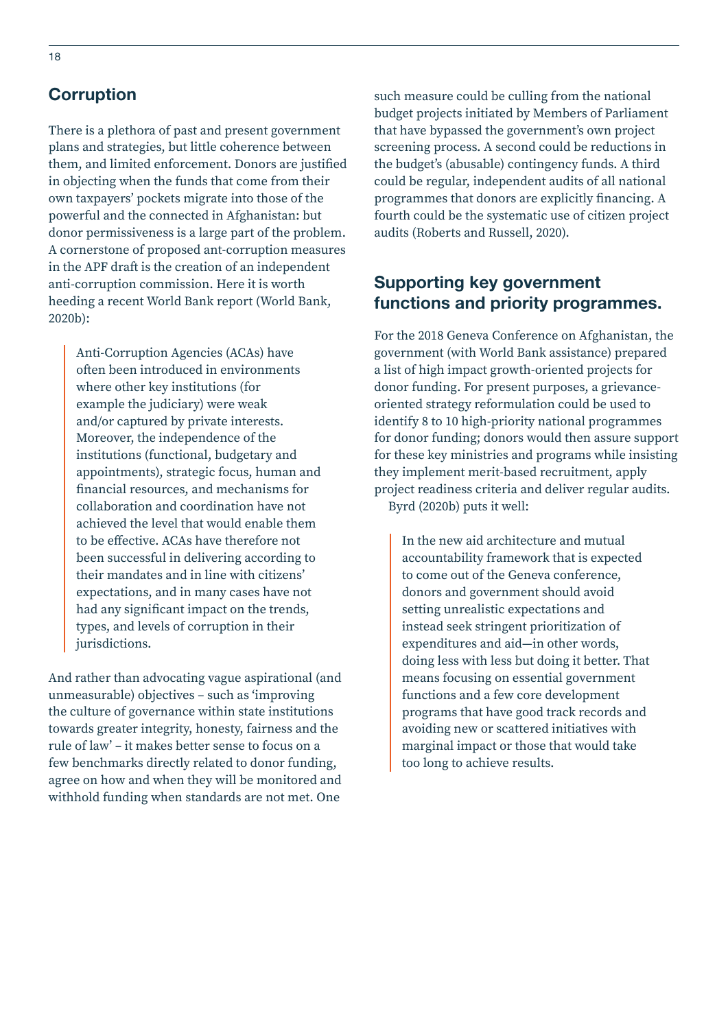## Corruption

There is a plethora of past and present government plans and strategies, but little coherence between them, and limited enforcement. Donors are justified in objecting when the funds that come from their own taxpayers' pockets migrate into those of the powerful and the connected in Afghanistan: but donor permissiveness is a large part of the problem. A cornerstone of proposed ant-corruption measures in the APF draft is the creation of an independent anti-corruption commission. Here it is worth heeding a recent World Bank report (World Bank, 2020b):

> Anti-Corruption Agencies (ACAs) have often been introduced in environments where other key institutions (for example the judiciary) were weak and/or captured by private interests. Moreover, the independence of the institutions (functional, budgetary and appointments), strategic focus, human and financial resources, and mechanisms for collaboration and coordination have not achieved the level that would enable them to be effective. ACAs have therefore not been successful in delivering according to their mandates and in line with citizens' expectations, and in many cases have not had any significant impact on the trends, types, and levels of corruption in their jurisdictions.

And rather than advocating vague aspirational (and unmeasurable) objectives – such as 'improving the culture of governance within state institutions towards greater integrity, honesty, fairness and the rule of law' – it makes better sense to focus on a few benchmarks directly related to donor funding, agree on how and when they will be monitored and withhold funding when standards are not met. One such measure could be culling from the national budget projects initiated by Members of Parliament that have bypassed the government's own project screening process. A second could be reductions in the budget's (abusable) contingency funds. A third could be regular, independent audits of all national programmes that donors are explicitly financing. A fourth could be the systematic use of citizen project audits (Roberts and Russell, 2020).

## Supporting key government functions and priority programmes.

For the 2018 Geneva Conference on Afghanistan, the government (with World Bank assistance) prepared a list of high impact growth-oriented projects for donor funding. For present purposes, a grievance-oriented strategy reformulation could be used to identify 8 to 10 high-priority national programmes for donor funding; donors would then assure support for these key ministries and programs while insisting they implement merit-based recruitment, apply project readiness criteria and deliver regular audits.

Byrd (2020b) puts it well:

> In the new aid architecture and mutual accountability framework that is expected to come out of the Geneva conference, donors and government should avoid setting unrealistic expectations and instead seek stringent prioritization of expenditures and aid—in other words, doing less with less but doing it better. That means focusing on essential government functions and a few core development programs that have good track records and avoiding new or scattered initiatives with marginal impact or those that would take too long to achieve results.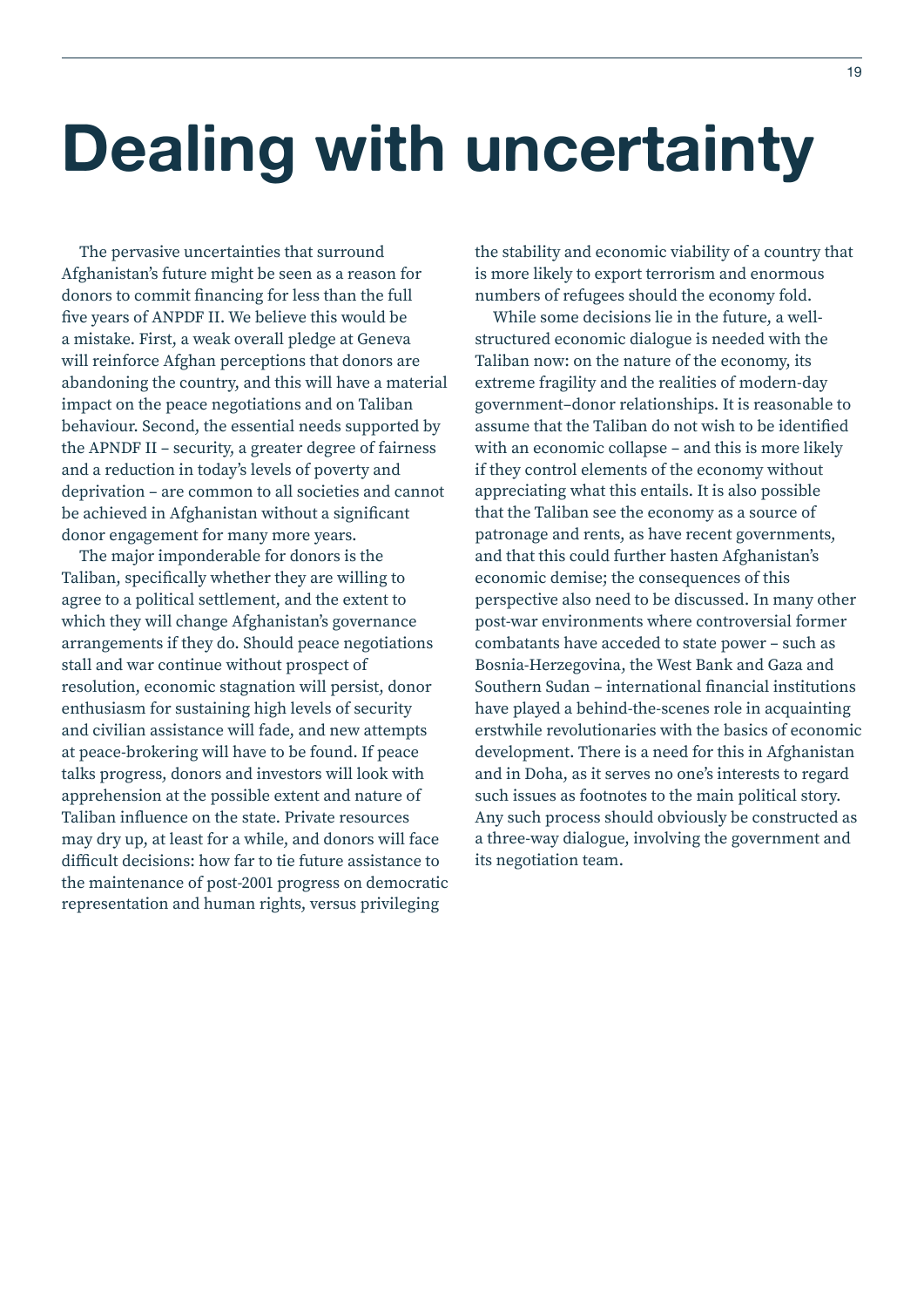# Dealing with uncertainty

The pervasive uncertainties that surround Afghanistan's future might be seen as a reason for donors to commit financing for less than the full five years of ANPDF II. We believe this would be a mistake. First, a weak overall pledge at Geneva will reinforce Afghan perceptions that donors are abandoning the country, and this will have a material impact on the peace negotiations and on Taliban behaviour. Second, the essential needs supported by the APNDF II – security, a greater degree of fairness and a reduction in today's levels of poverty and deprivation – are common to all societies and cannot be achieved in Afghanistan without a significant donor engagement for many more years.

The major imponderable for donors is the Taliban, specifically whether they are willing to agree to a political settlement, and the extent to which they will change Afghanistan's governance arrangements if they do. Should peace negotiations stall and war continue without prospect of resolution, economic stagnation will persist, donor enthusiasm for sustaining high levels of security and civilian assistance will fade, and new attempts at peace-brokering will have to be found. If peace talks progress, donors and investors will look with apprehension at the possible extent and nature of Taliban influence on the state. Private resources may dry up, at least for a while, and donors will face difficult decisions: how far to tie future assistance to the maintenance of post-2001 progress on democratic representation and human rights, versus privileging the stability and economic viability of a country that is more likely to export terrorism and enormous numbers of refugees should the economy fold.

While some decisions lie in the future, a well-structured economic dialogue is needed with the Taliban now: on the nature of the economy, its extreme fragility and the realities of modern-day government–donor relationships. It is reasonable to assume that the Taliban do not wish to be identified with an economic collapse – and this is more likely if they control elements of the economy without appreciating what this entails. It is also possible that the Taliban see the economy as a source of patronage and rents, as have recent governments, and that this could further hasten Afghanistan's economic demise; the consequences of this perspective also need to be discussed. In many other post-war environments where controversial former combatants have acceded to state power – such as Bosnia-Herzegovina, the West Bank and Gaza and Southern Sudan – international financial institutions have played a behind-the-scenes role in acquainting erstwhile revolutionaries with the basics of economic development. There is a need for this in Afghanistan and in Doha, as it serves no one's interests to regard such issues as footnotes to the main political story. Any such process should obviously be constructed as a three-way dialogue, involving the government and its negotiation team.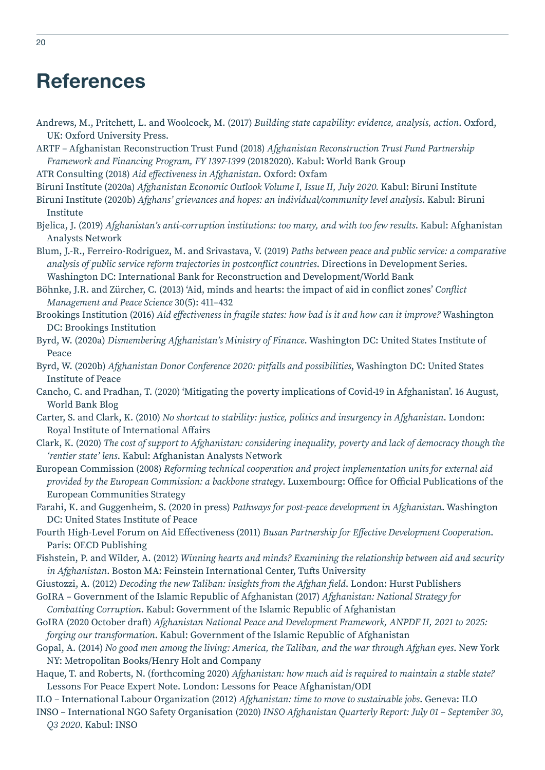# References

Andrews, M., Pritchett, L. and Woolcock, M. (2017) *Building state capability: evidence, analysis, action*. Oxford, UK: Oxford University Press.

ARTF – Afghanistan Reconstruction Trust Fund (2018) *Afghanistan Reconstruction Trust Fund Partnership Framework and Financing Program, FY 1397-1399* (20182020). Kabul: World Bank Group

ATR Consulting (2018) *Aid effectiveness in Afghanistan*. Oxford: Oxfam

Biruni Institute (2020a) *Afghanistan Economic Outlook Volume I, Issue II, July 2020.* Kabul: Biruni Institute

Biruni Institute (2020b) *Afghans' grievances and hopes: an individual/community level analysis*. Kabul: Biruni Institute

Bjelica, J. (2019) *Afghanistan's anti-corruption institutions: too many, and with too few results*. Kabul: Afghanistan Analysts Network

Blum, J.-R., Ferreiro-Rodriguez, M. and Srivastava, V. (2019) *Paths between peace and public service: a comparative analysis of public service reform trajectories in postconflict countries*. Directions in Development Series. Washington DC: International Bank for Reconstruction and Development/World Bank

Böhnke, J.R. and Zürcher, C. (2013) 'Aid, minds and hearts: the impact of aid in conflict zones' *Conflict Management and Peace Science* 30(5): 411–432

Brookings Institution (2016) *Aid effectiveness in fragile states: how bad is it and how can it improve?* Washington DC: Brookings Institution

Byrd, W. (2020a) *Dismembering Afghanistan's Ministry of Finance*. Washington DC: United States Institute of Peace

Byrd, W. (2020b) *Afghanistan Donor Conference 2020: pitfalls and possibilities*, Washington DC: United States Institute of Peace

Cancho, C. and Pradhan, T. (2020) 'Mitigating the poverty implications of Covid-19 in Afghanistan'. 16 August, World Bank Blog

Carter, S. and Clark, K. (2010) *No shortcut to stability: justice, politics and insurgency in Afghanistan*. London: Royal Institute of International Affairs

Clark, K. (2020) *The cost of support to Afghanistan: considering inequality, poverty and lack of democracy though the 'rentier state' lens*. Kabul: Afghanistan Analysts Network

European Commission (2008) *Reforming technical cooperation and project implementation units for external aid provided by the European Commission: a backbone strategy*. Luxembourg: Office for Official Publications of the European Communities Strategy

Farahi, K. and Guggenheim, S. (2020 in press) *Pathways for post-peace development in Afghanistan*. Washington DC: United States Institute of Peace

Fourth High-Level Forum on Aid Effectiveness (2011) *Busan Partnership for Effective Development Cooperation*. Paris: OECD Publishing

Fishstein, P. and Wilder, A. (2012) *Winning hearts and minds? Examining the relationship between aid and security in Afghanistan*. Boston MA: Feinstein International Center, Tufts University

Giustozzi, A. (2012) *Decoding the new Taliban: insights from the Afghan field*. London: Hurst Publishers

GoIRA – Government of the Islamic Republic of Afghanistan (2017) *Afghanistan: National Strategy for Combatting Corruption*. Kabul: Government of the Islamic Republic of Afghanistan

GoIRA (2020 October draft) *Afghanistan National Peace and Development Framework, ANPDF II, 2021 to 2025: forging our transformation*. Kabul: Government of the Islamic Republic of Afghanistan

Gopal, A. (2014) *No good men among the living: America, the Taliban, and the war through Afghan eyes*. New York NY: Metropolitan Books/Henry Holt and Company

Haque, T. and Roberts, N. (forthcoming 2020) *Afghanistan: how much aid is required to maintain a stable state?* Lessons For Peace Expert Note. London: Lessons for Peace Afghanistan/ODI

ILO – International Labour Organization (2012) *Afghanistan: time to move to sustainable jobs*. Geneva: ILO

INSO – International NGO Safety Organisation (2020) *INSO Afghanistan Quarterly Report: July 01 – September 30, Q3 2020*. Kabul: INSO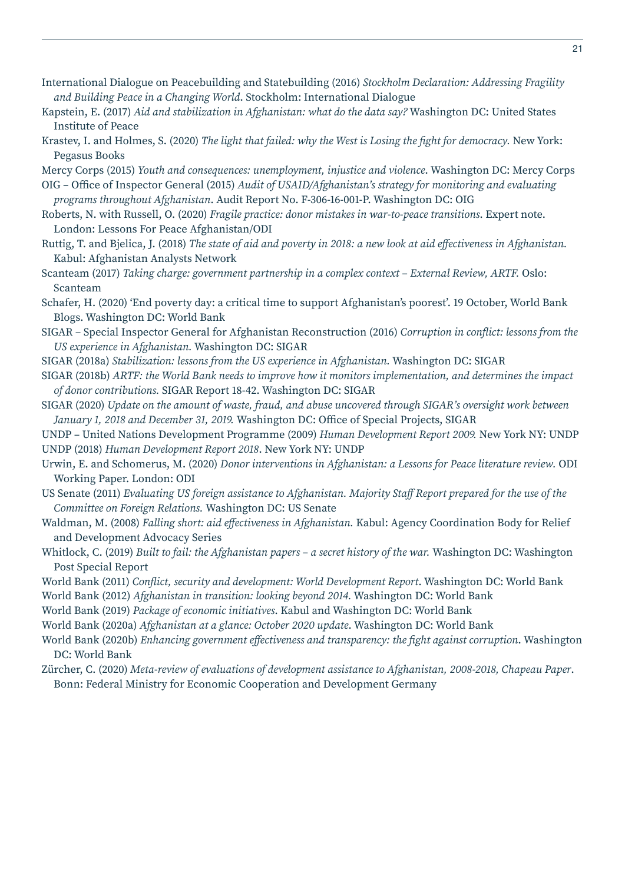International Dialogue on Peacebuilding and Statebuilding (2016) *Stockholm Declaration: Addressing Fragility and Building Peace in a Changing World*. Stockholm: International Dialogue

Kapstein, E. (2017) *Aid and stabilization in Afghanistan: what do the data say?* Washington DC: United States Institute of Peace

Krastev, I. and Holmes, S. (2020) *The light that failed: why the West is Losing the fight for democracy.* New York: Pegasus Books

Mercy Corps (2015) *Youth and consequences: unemployment, injustice and violence*. Washington DC: Mercy Corps

OIG – Office of Inspector General (2015) *Audit of USAID/Afghanistan's strategy for monitoring and evaluating programs throughout Afghanistan*. Audit Report No. F-306-16-001-P. Washington DC: OIG

Roberts, N. with Russell, O. (2020) *Fragile practice: donor mistakes in war-to-peace transitions*. Expert note. London: Lessons For Peace Afghanistan/ODI

Ruttig, T. and Bjelica, J. (2018) *The state of aid and poverty in 2018: a new look at aid effectiveness in Afghanistan.* Kabul: Afghanistan Analysts Network

Scanteam (2017) *Taking charge: government partnership in a complex context – External Review, ARTF.* Oslo: Scanteam

Schafer, H. (2020) 'End poverty day: a critical time to support Afghanistan's poorest'. 19 October, World Bank Blogs. Washington DC: World Bank

SIGAR – Special Inspector General for Afghanistan Reconstruction (2016) *Corruption in conflict: lessons from the US experience in Afghanistan.* Washington DC: SIGAR

SIGAR (2018a) *Stabilization: lessons from the US experience in Afghanistan.* Washington DC: SIGAR

SIGAR (2018b) *ARTF: the World Bank needs to improve how it monitors implementation, and determines the impact of donor contributions.* SIGAR Report 18-42. Washington DC: SIGAR

SIGAR (2020) *Update on the amount of waste, fraud, and abuse uncovered through SIGAR's oversight work between January 1, 2018 and December 31, 2019.* Washington DC: Office of Special Projects, SIGAR

UNDP – United Nations Development Programme (2009) *Human Development Report 2009.* New York NY: UNDP

UNDP (2018) *Human Development Report 2018*. New York NY: UNDP

Urwin, E. and Schomerus, M. (2020) *Donor interventions in Afghanistan: a Lessons for Peace literature review.* ODI Working Paper. London: ODI

US Senate (2011) *Evaluating US foreign assistance to Afghanistan. Majority Staff Report prepared for the use of the Committee on Foreign Relations.* Washington DC: US Senate

Waldman, M. (2008) *Falling short: aid effectiveness in Afghanistan.* Kabul: Agency Coordination Body for Relief and Development Advocacy Series

Whitlock, C. (2019) *Built to fail: the Afghanistan papers – a secret history of the war.* Washington DC: Washington Post Special Report

World Bank (2011) *Conflict, security and development: World Development Report*. Washington DC: World Bank

World Bank (2012) *Afghanistan in transition: looking beyond 2014.* Washington DC: World Bank

World Bank (2019) *Package of economic initiatives*. Kabul and Washington DC: World Bank

World Bank (2020a) *Afghanistan at a glance: October 2020 update*. Washington DC: World Bank

World Bank (2020b) *Enhancing government effectiveness and transparency: the fight against corruption*. Washington DC: World Bank

Zürcher, C. (2020) *Meta-review of evaluations of development assistance to Afghanistan, 2008-2018, Chapeau Paper*. Bonn: Federal Ministry for Economic Cooperation and Development Germany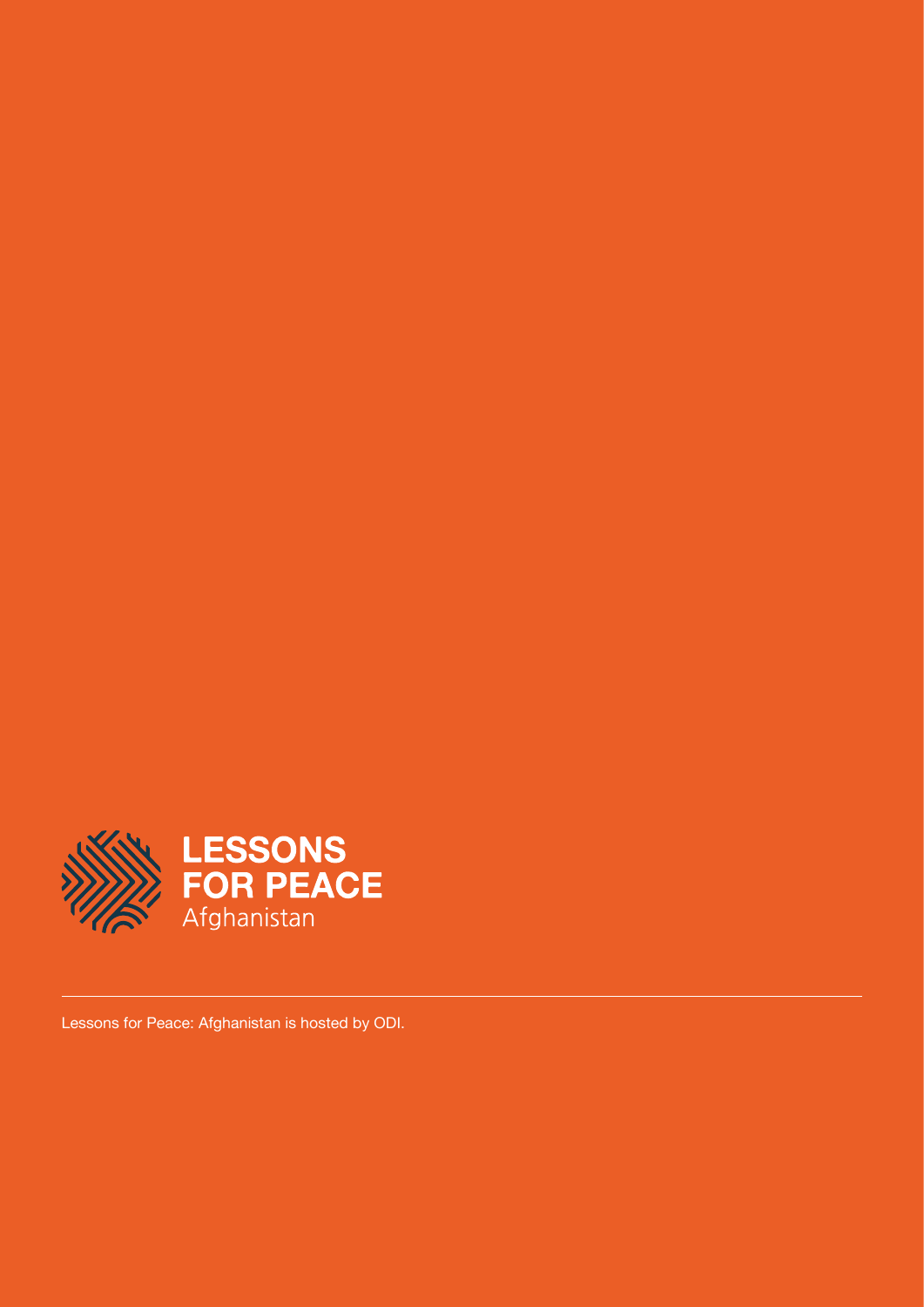LESSONS FOR PEACE
Afghanistan

Lessons for Peace: Afghanistan is hosted by ODI.